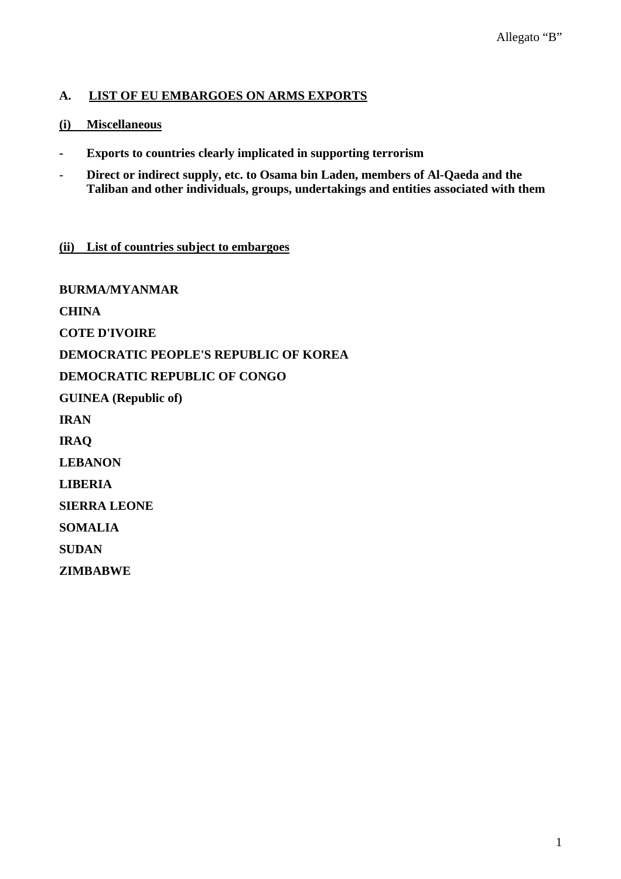Allegato "B"

## A. LIST OF EU EMBARGOES ON ARMS EXPORTS

### (i) Miscellaneous

- **Exports to countries clearly implicated in supporting terrorism**
- **Direct or indirect supply, etc. to Osama bin Laden, members of Al-Qaeda and the Taliban and other individuals, groups, undertakings and entities associated with them**

### (ii) List of countries subject to embargoes

**BURMA/MYANMAR**

**CHINA**

**COTE D'IVOIRE**

**DEMOCRATIC PEOPLE'S REPUBLIC OF KOREA**

**DEMOCRATIC REPUBLIC OF CONGO**

**GUINEA (Republic of)**

**IRAN**

**IRAQ**

**LEBANON**

**LIBERIA**

**SIERRA LEONE**

**SOMALIA**

**SUDAN**

**ZIMBABWE**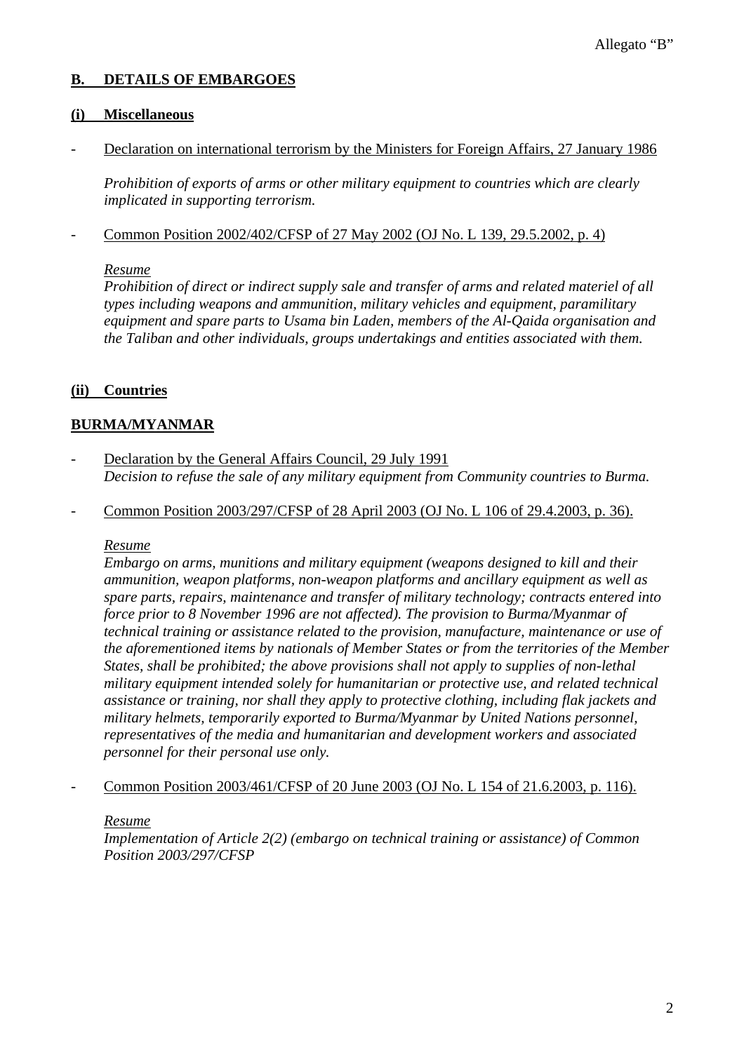Allegato "B"

## B. DETAILS OF EMBARGOES

### (i) Miscellaneous

- Declaration on international terrorism by the Ministers for Foreign Affairs, 27 January 1986

  *Prohibition of exports of arms or other military equipment to countries which are clearly implicated in supporting terrorism.*

- Common Position 2002/402/CFSP of 27 May 2002 (OJ No. L 139, 29.5.2002, p. 4)

  *Resume*
  *Prohibition of direct or indirect supply sale and transfer of arms and related materiel of all types including weapons and ammunition, military vehicles and equipment, paramilitary equipment and spare parts to Usama bin Laden, members of the Al-Qaida organisation and the Taliban and other individuals, groups undertakings and entities associated with them.*

### (ii) Countries

### BURMA/MYANMAR

- Declaration by the General Affairs Council, 29 July 1991
  *Decision to refuse the sale of any military equipment from Community countries to Burma.*

- Common Position 2003/297/CFSP of 28 April 2003 (OJ No. L 106 of 29.4.2003, p. 36).

  *Resume*
  *Embargo on arms, munitions and military equipment (weapons designed to kill and their ammunition, weapon platforms, non-weapon platforms and ancillary equipment as well as spare parts, repairs, maintenance and transfer of military technology; contracts entered into force prior to 8 November 1996 are not affected). The provision to Burma/Myanmar of technical training or assistance related to the provision, manufacture, maintenance or use of the aforementioned items by nationals of Member States or from the territories of the Member States, shall be prohibited; the above provisions shall not apply to supplies of non-lethal military equipment intended solely for humanitarian or protective use, and related technical assistance or training, nor shall they apply to protective clothing, including flak jackets and military helmets, temporarily exported to Burma/Myanmar by United Nations personnel, representatives of the media and humanitarian and development workers and associated personnel for their personal use only.*

- Common Position 2003/461/CFSP of 20 June 2003 (OJ No. L 154 of 21.6.2003, p. 116).

  *Resume*
  *Implementation of Article 2(2) (embargo on technical training or assistance) of Common Position 2003/297/CFSP*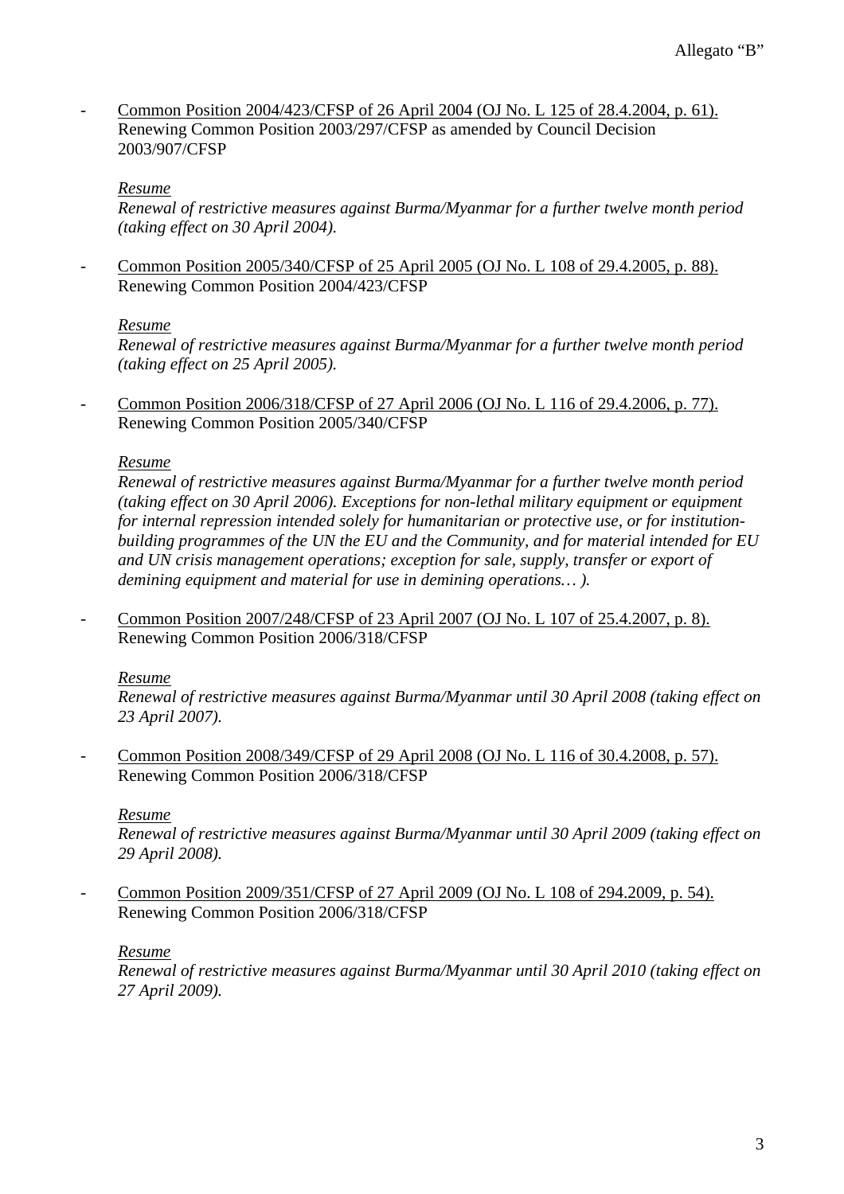- Common Position 2004/423/CFSP of 26 April 2004 (OJ No. L 125 of 28.4.2004, p. 61).
  Renewing Common Position 2003/297/CFSP as amended by Council Decision 2003/907/CFSP

  *Resume*
  *Renewal of restrictive measures against Burma/Myanmar for a further twelve month period (taking effect on 30 April 2004).*

- Common Position 2005/340/CFSP of 25 April 2005 (OJ No. L 108 of 29.4.2005, p. 88).
  Renewing Common Position 2004/423/CFSP

  *Resume*
  *Renewal of restrictive measures against Burma/Myanmar for a further twelve month period (taking effect on 25 April 2005).*

- Common Position 2006/318/CFSP of 27 April 2006 (OJ No. L 116 of 29.4.2006, p. 77).
  Renewing Common Position 2005/340/CFSP

  *Resume*
  *Renewal of restrictive measures against Burma/Myanmar for a further twelve month period (taking effect on 30 April 2006). Exceptions for non-lethal military equipment or equipment for internal repression intended solely for humanitarian or protective use, or for institution-building programmes of the UN the EU and the Community, and for material intended for EU and UN crisis management operations; exception for sale, supply, transfer or export of demining equipment and material for use in demining operations… ).*

- Common Position 2007/248/CFSP of 23 April 2007 (OJ No. L 107 of 25.4.2007, p. 8).
  Renewing Common Position 2006/318/CFSP

  *Resume*
  *Renewal of restrictive measures against Burma/Myanmar until 30 April 2008 (taking effect on 23 April 2007).*

- Common Position 2008/349/CFSP of 29 April 2008 (OJ No. L 116 of 30.4.2008, p. 57).
  Renewing Common Position 2006/318/CFSP

  *Resume*
  *Renewal of restrictive measures against Burma/Myanmar until 30 April 2009 (taking effect on 29 April 2008).*

- Common Position 2009/351/CFSP of 27 April 2009 (OJ No. L 108 of 294.2009, p. 54).
  Renewing Common Position 2006/318/CFSP

  *Resume*
  *Renewal of restrictive measures against Burma/Myanmar until 30 April 2010 (taking effect on 27 April 2009).*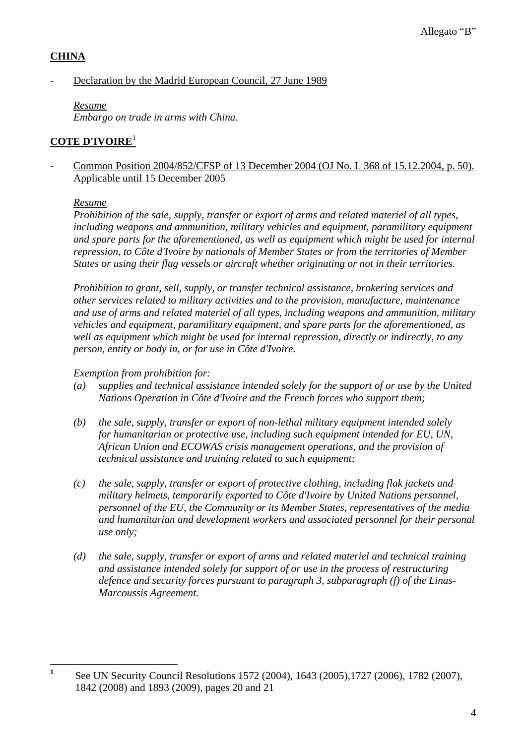Allegato "B"

**CHINA**

- Declaration by the Madrid European Council, 27 June 1989

  *Resume*
  *Embargo on trade in arms with China.*

**COTE D'IVOIRE**[1]

- Common Position 2004/852/CFSP of 13 December 2004 (OJ No. L 368 of 15.12.2004, p. 50). Applicable until 15 December 2005

  *Resume*
  *Prohibition of the sale, supply, transfer or export of arms and related materiel of all types, including weapons and ammunition, military vehicles and equipment, paramilitary equipment and spare parts for the aforementioned, as well as equipment which might be used for internal repression, to Côte d'Ivoire by nationals of Member States or from the territories of Member States or using their flag vessels or aircraft whether originating or not in their territories.*

  *Prohibition to grant, sell, supply, or transfer technical assistance, brokering services and other services related to military activities and to the provision, manufacture, maintenance and use of arms and related materiel of all types, including weapons and ammunition, military vehicles and equipment, paramilitary equipment, and spare parts for the aforementioned, as well as equipment which might be used for internal repression, directly or indirectly, to any person, entity or body in, or for use in Côte d'Ivoire.*

  *Exemption from prohibition for:*

  *(a) supplies and technical assistance intended solely for the support of or use by the United Nations Operation in Côte d'Ivoire and the French forces who support them;*

  *(b) the sale, supply, transfer or export of non-lethal military equipment intended solely for humanitarian or protective use, including such equipment intended for EU, UN, African Union and ECOWAS crisis management operations, and the provision of technical assistance and training related to such equipment;*

  *(c) the sale, supply, transfer or export of protective clothing, including flak jackets and military helmets, temporarily exported to Côte d'Ivoire by United Nations personnel, personnel of the EU, the Community or its Member States, representatives of the media and humanitarian and development workers and associated personnel for their personal use only;*

  *(d) the sale, supply, transfer or export of arms and related materiel and technical training and assistance intended solely for support of or use in the process of restructuring defence and security forces pursuant to paragraph 3, subparagraph (f) of the Linas-Marcoussis Agreement.*

---

[1] See UN Security Council Resolutions 1572 (2004), 1643 (2005),1727 (2006), 1782 (2007), 1842 (2008) and 1893 (2009), pages 20 and 21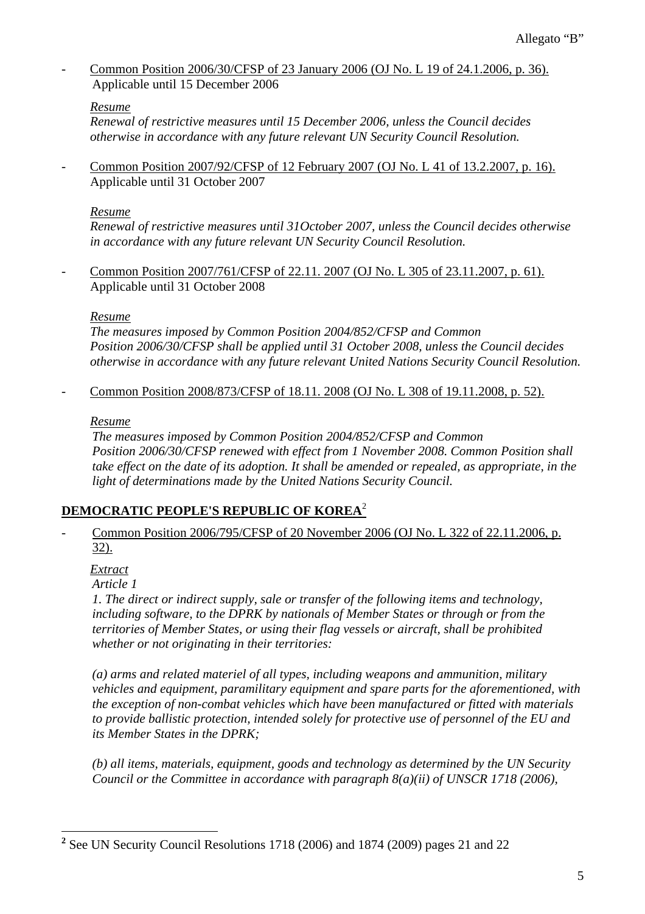- <u>Common Position 2006/30/CFSP of 23 January 2006 (OJ No. L 19 of 24.1.2006, p. 36).</u> Applicable until 15 December 2006

  <u>*Resume*</u>
  *Renewal of restrictive measures until 15 December 2006, unless the Council decides otherwise in accordance with any future relevant UN Security Council Resolution.*

- <u>Common Position 2007/92/CFSP of 12 February 2007 (OJ No. L 41 of 13.2.2007, p. 16).</u> Applicable until 31 October 2007

  <u>*Resume*</u>
  *Renewal of restrictive measures until 31October 2007, unless the Council decides otherwise in accordance with any future relevant UN Security Council Resolution.*

- <u>Common Position 2007/761/CFSP of 22.11. 2007 (OJ No. L 305 of 23.11.2007, p. 61).</u> Applicable until 31 October 2008

  <u>*Resume*</u>
  *The measures imposed by Common Position 2004/852/CFSP and Common Position 2006/30/CFSP shall be applied until 31 October 2008, unless the Council decides otherwise in accordance with any future relevant United Nations Security Council Resolution.*

- <u>Common Position 2008/873/CFSP of 18.11. 2008 (OJ No. L 308 of 19.11.2008, p. 52).</u>

  <u>*Resume*</u>
  *The measures imposed by Common Position 2004/852/CFSP and Common Position 2006/30/CFSP renewed with effect from 1 November 2008. Common Position shall take effect on the date of its adoption. It shall be amended or repealed, as appropriate, in the light of determinations made by the United Nations Security Council.*

## <u>DEMOCRATIC PEOPLE'S REPUBLIC OF KOREA</u>[2]

- <u>Common Position 2006/795/CFSP of 20 November 2006 (OJ No. L 322 of 22.11.2006, p. 32).</u>

  <u>*Extract*</u>
  *Article 1*
  *1. The direct or indirect supply, sale or transfer of the following items and technology, including software, to the DPRK by nationals of Member States or through or from the territories of Member States, or using their flag vessels or aircraft, shall be prohibited whether or not originating in their territories:*

  *(a) arms and related materiel of all types, including weapons and ammunition, military vehicles and equipment, paramilitary equipment and spare parts for the aforementioned, with the exception of non-combat vehicles which have been manufactured or fitted with materials to provide ballistic protection, intended solely for protective use of personnel of the EU and its Member States in the DPRK;*

  *(b) all items, materials, equipment, goods and technology as determined by the UN Security Council or the Committee in accordance with paragraph 8(a)(ii) of UNSCR 1718 (2006),*

---

[2] See UN Security Council Resolutions 1718 (2006) and 1874 (2009) pages 21 and 22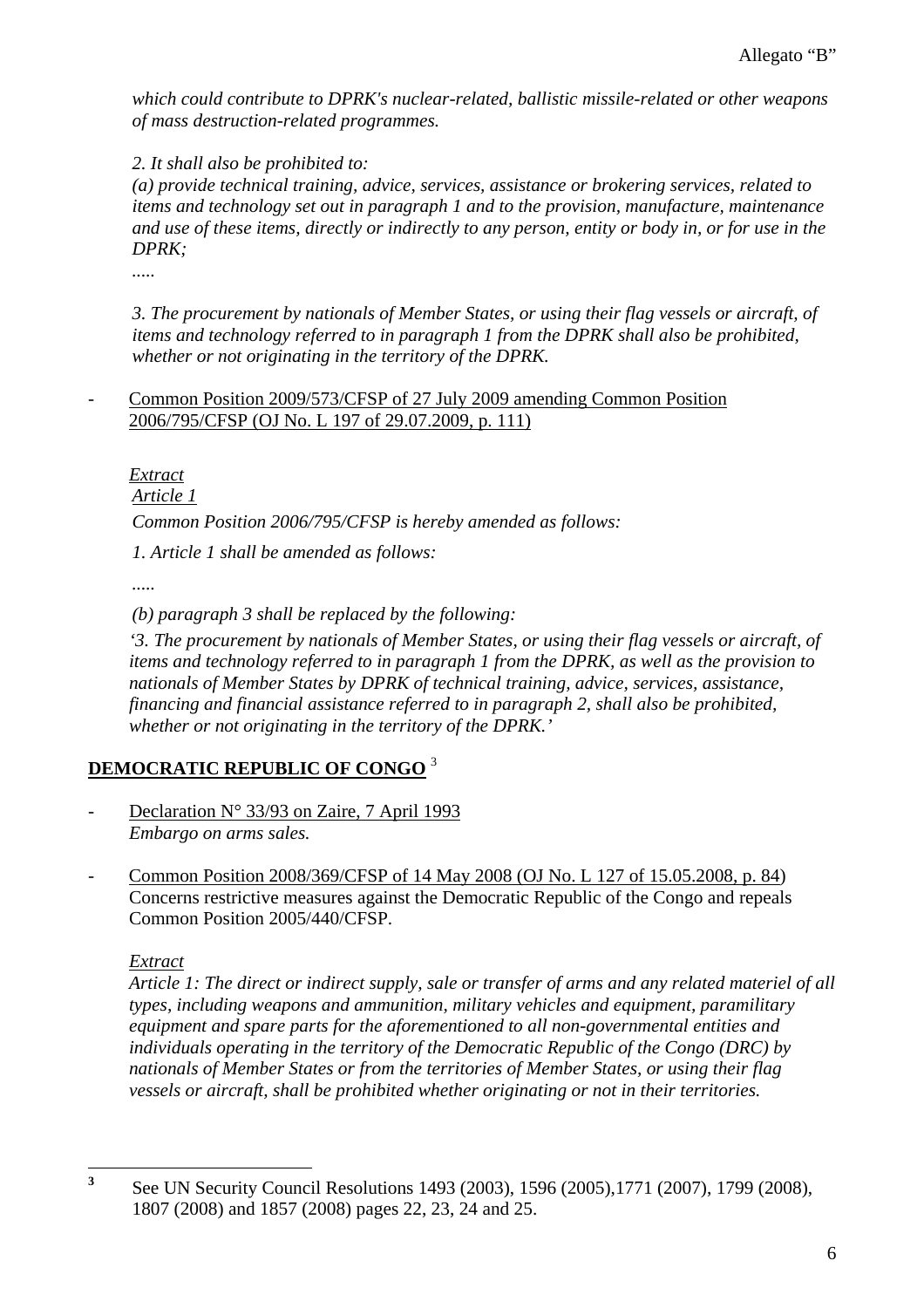*which could contribute to DPRK's nuclear-related, ballistic missile-related or other weapons of mass destruction-related programmes.*

*2. It shall also be prohibited to:*
*(a) provide technical training, advice, services, assistance or brokering services, related to items and technology set out in paragraph 1 and to the provision, manufacture, maintenance and use of these items, directly or indirectly to any person, entity or body in, or for use in the DPRK;*
*.....*

*3. The procurement by nationals of Member States, or using their flag vessels or aircraft, of items and technology referred to in paragraph 1 from the DPRK shall also be prohibited, whether or not originating in the territory of the DPRK.*

- Common Position 2009/573/CFSP of 27 July 2009 amending Common Position 2006/795/CFSP (OJ No. L 197 of 29.07.2009, p. 111)

*Extract*
*Article 1*

*Common Position 2006/795/CFSP is hereby amended as follows:*

*1. Article 1 shall be amended as follows:*

*.....*

*(b) paragraph 3 shall be replaced by the following:*

*'3. The procurement by nationals of Member States, or using their flag vessels or aircraft, of items and technology referred to in paragraph 1 from the DPRK, as well as the provision to nationals of Member States by DPRK of technical training, advice, services, assistance, financing and financial assistance referred to in paragraph 2, shall also be prohibited, whether or not originating in the territory of the DPRK.'*

## DEMOCRATIC REPUBLIC OF CONGO [3]

- Declaration N° 33/93 on Zaire, 7 April 1993
  *Embargo on arms sales.*

- Common Position 2008/369/CFSP of 14 May 2008 (OJ No. L 127 of 15.05.2008, p. 84)
  Concerns restrictive measures against the Democratic Republic of the Congo and repeals Common Position 2005/440/CFSP.

  *Extract*
  *Article 1: The direct or indirect supply, sale or transfer of arms and any related materiel of all types, including weapons and ammunition, military vehicles and equipment, paramilitary equipment and spare parts for the aforementioned to all non-governmental entities and individuals operating in the territory of the Democratic Republic of the Congo (DRC) by nationals of Member States or from the territories of Member States, or using their flag vessels or aircraft, shall be prohibited whether originating or not in their territories.*

---

[3] See UN Security Council Resolutions 1493 (2003), 1596 (2005),1771 (2007), 1799 (2008), 1807 (2008) and 1857 (2008) pages 22, 23, 24 and 25.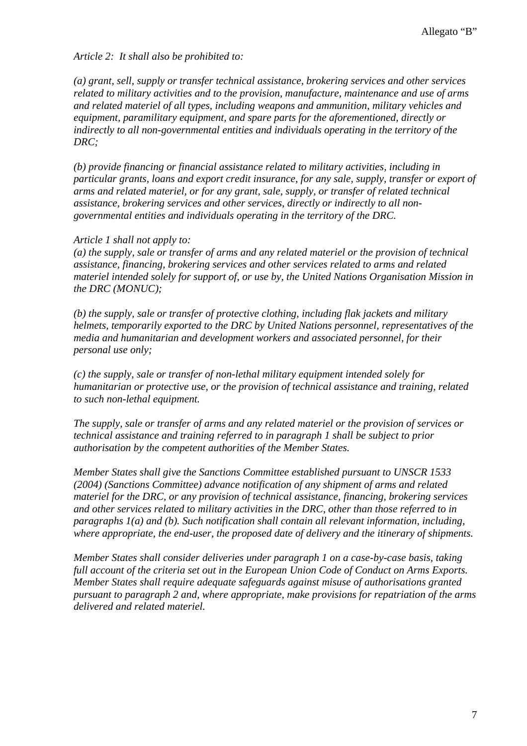*Article 2: It shall also be prohibited to:*

*(a) grant, sell, supply or transfer technical assistance, brokering services and other services related to military activities and to the provision, manufacture, maintenance and use of arms and related materiel of all types, including weapons and ammunition, military vehicles and equipment, paramilitary equipment, and spare parts for the aforementioned, directly or indirectly to all non-governmental entities and individuals operating in the territory of the DRC;*

*(b) provide financing or financial assistance related to military activities, including in particular grants, loans and export credit insurance, for any sale, supply, transfer or export of arms and related materiel, or for any grant, sale, supply, or transfer of related technical assistance, brokering services and other services, directly or indirectly to all non-governmental entities and individuals operating in the territory of the DRC.*

*Article 1 shall not apply to:*
*(a) the supply, sale or transfer of arms and any related materiel or the provision of technical assistance, financing, brokering services and other services related to arms and related materiel intended solely for support of, or use by, the United Nations Organisation Mission in the DRC (MONUC);*

*(b) the supply, sale or transfer of protective clothing, including flak jackets and military helmets, temporarily exported to the DRC by United Nations personnel, representatives of the media and humanitarian and development workers and associated personnel, for their personal use only;*

*(c) the supply, sale or transfer of non-lethal military equipment intended solely for humanitarian or protective use, or the provision of technical assistance and training, related to such non-lethal equipment.*

*The supply, sale or transfer of arms and any related materiel or the provision of services or technical assistance and training referred to in paragraph 1 shall be subject to prior authorisation by the competent authorities of the Member States.*

*Member States shall give the Sanctions Committee established pursuant to UNSCR 1533 (2004) (Sanctions Committee) advance notification of any shipment of arms and related materiel for the DRC, or any provision of technical assistance, financing, brokering services and other services related to military activities in the DRC, other than those referred to in paragraphs 1(a) and (b). Such notification shall contain all relevant information, including, where appropriate, the end-user, the proposed date of delivery and the itinerary of shipments.*

*Member States shall consider deliveries under paragraph 1 on a case-by-case basis, taking full account of the criteria set out in the European Union Code of Conduct on Arms Exports. Member States shall require adequate safeguards against misuse of authorisations granted pursuant to paragraph 2 and, where appropriate, make provisions for repatriation of the arms delivered and related materiel.*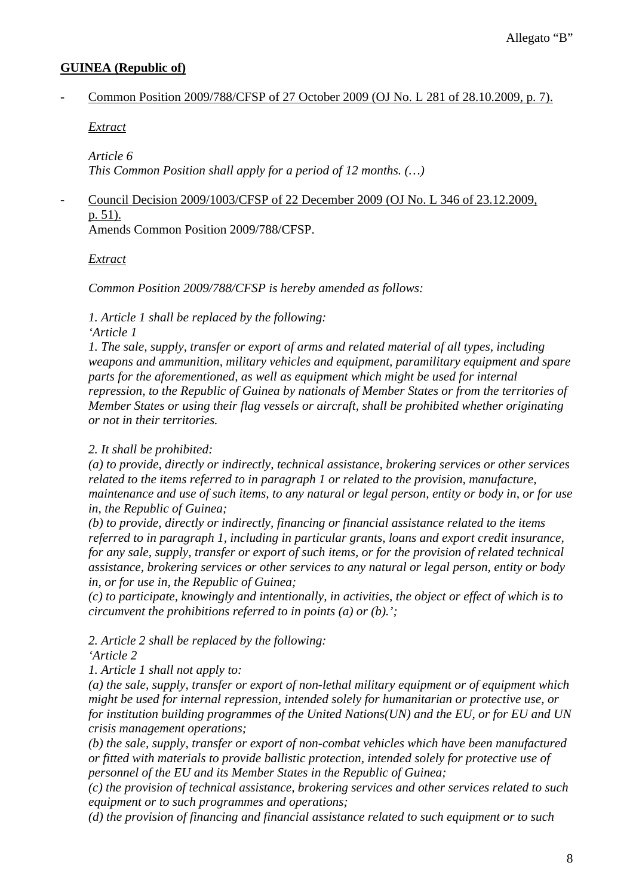Allegato "B"

**GUINEA (Republic of)**

- Common Position 2009/788/CFSP of 27 October 2009 (OJ No. L 281 of 28.10.2009, p. 7).

  *Extract*

  *Article 6*
  *This Common Position shall apply for a period of 12 months. (…)*

- Council Decision 2009/1003/CFSP of 22 December 2009 (OJ No. L 346 of 23.12.2009, p. 51).
  Amends Common Position 2009/788/CFSP.

  *Extract*

  *Common Position 2009/788/CFSP is hereby amended as follows:*

  *1. Article 1 shall be replaced by the following:*
  *'Article 1*
  *1. The sale, supply, transfer or export of arms and related material of all types, including weapons and ammunition, military vehicles and equipment, paramilitary equipment and spare parts for the aforementioned, as well as equipment which might be used for internal repression, to the Republic of Guinea by nationals of Member States or from the territories of Member States or using their flag vessels or aircraft, shall be prohibited whether originating or not in their territories.*

  *2. It shall be prohibited:*
  *(a) to provide, directly or indirectly, technical assistance, brokering services or other services related to the items referred to in paragraph 1 or related to the provision, manufacture, maintenance and use of such items, to any natural or legal person, entity or body in, or for use in, the Republic of Guinea;*
  *(b) to provide, directly or indirectly, financing or financial assistance related to the items referred to in paragraph 1, including in particular grants, loans and export credit insurance, for any sale, supply, transfer or export of such items, or for the provision of related technical assistance, brokering services or other services to any natural or legal person, entity or body in, or for use in, the Republic of Guinea;*
  *(c) to participate, knowingly and intentionally, in activities, the object or effect of which is to circumvent the prohibitions referred to in points (a) or (b).';*

  *2. Article 2 shall be replaced by the following:*
  *'Article 2*
  *1. Article 1 shall not apply to:*
  *(a) the sale, supply, transfer or export of non-lethal military equipment or of equipment which might be used for internal repression, intended solely for humanitarian or protective use, or for institution building programmes of the United Nations(UN) and the EU, or for EU and UN crisis management operations;*
  *(b) the sale, supply, transfer or export of non-combat vehicles which have been manufactured or fitted with materials to provide ballistic protection, intended solely for protective use of personnel of the EU and its Member States in the Republic of Guinea;*
  *(c) the provision of technical assistance, brokering services and other services related to such equipment or to such programmes and operations;*
  *(d) the provision of financing and financial assistance related to such equipment or to such*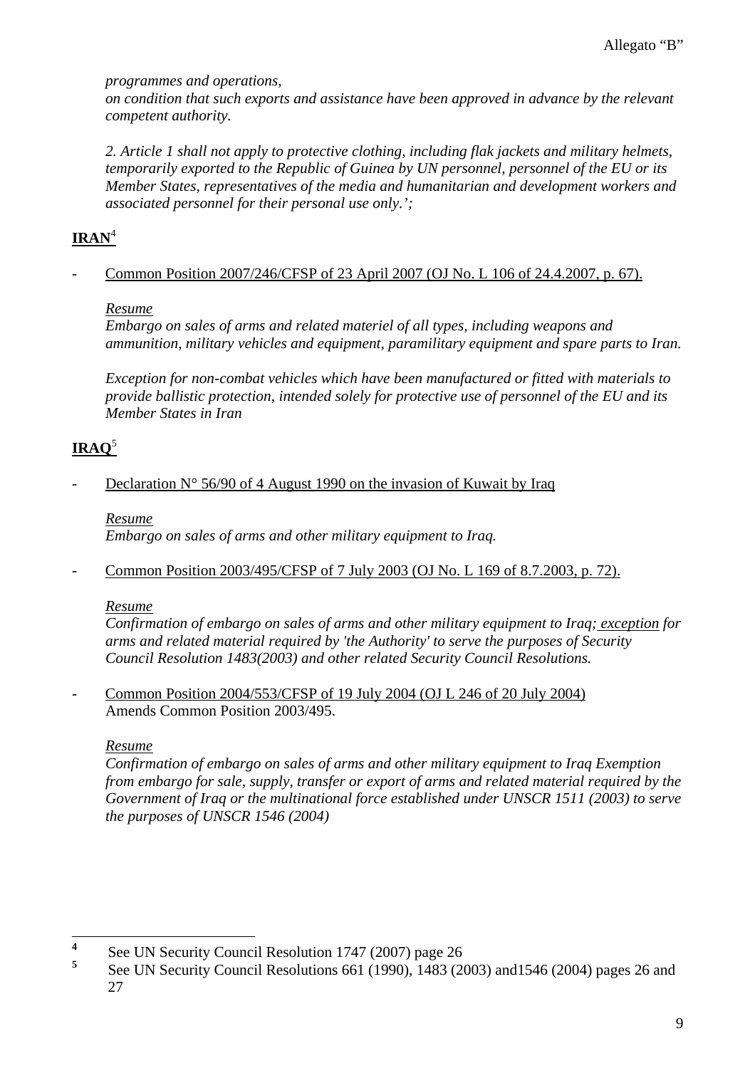*programmes and operations,*
*on condition that such exports and assistance have been approved in advance by the relevant competent authority.*

*2. Article 1 shall not apply to protective clothing, including flak jackets and military helmets, temporarily exported to the Republic of Guinea by UN personnel, personnel of the EU or its Member States, representatives of the media and humanitarian and development workers and associated personnel for their personal use only.';*

## **IRAN**[4]

- Common Position 2007/246/CFSP of 23 April 2007 (OJ No. L 106 of 24.4.2007, p. 67).

  *Resume*
  *Embargo on sales of arms and related materiel of all types, including weapons and ammunition, military vehicles and equipment, paramilitary equipment and spare parts to Iran.*

  *Exception for non-combat vehicles which have been manufactured or fitted with materials to provide ballistic protection, intended solely for protective use of personnel of the EU and its Member States in Iran*

## **IRAQ**[5]

- Declaration N° 56/90 of 4 August 1990 on the invasion of Kuwait by Iraq

  *Resume*
  *Embargo on sales of arms and other military equipment to Iraq.*

- Common Position 2003/495/CFSP of 7 July 2003 (OJ No. L 169 of 8.7.2003, p. 72).

  *Resume*
  *Confirmation of embargo on sales of arms and other military equipment to Iraq; exception for arms and related material required by 'the Authority' to serve the purposes of Security Council Resolution 1483(2003) and other related Security Council Resolutions.*

- Common Position 2004/553/CFSP of 19 July 2004 (OJ L 246 of 20 July 2004)
  Amends Common Position 2003/495.

  *Resume*
  *Confirmation of embargo on sales of arms and other military equipment to Iraq Exemption from embargo for sale, supply, transfer or export of arms and related material required by the Government of Iraq or the multinational force established under UNSCR 1511 (2003) to serve the purposes of UNSCR 1546 (2004)*

---

[4] See UN Security Council Resolution 1747 (2007) page 26

[5] See UN Security Council Resolutions 661 (1990), 1483 (2003) and1546 (2004) pages 26 and 27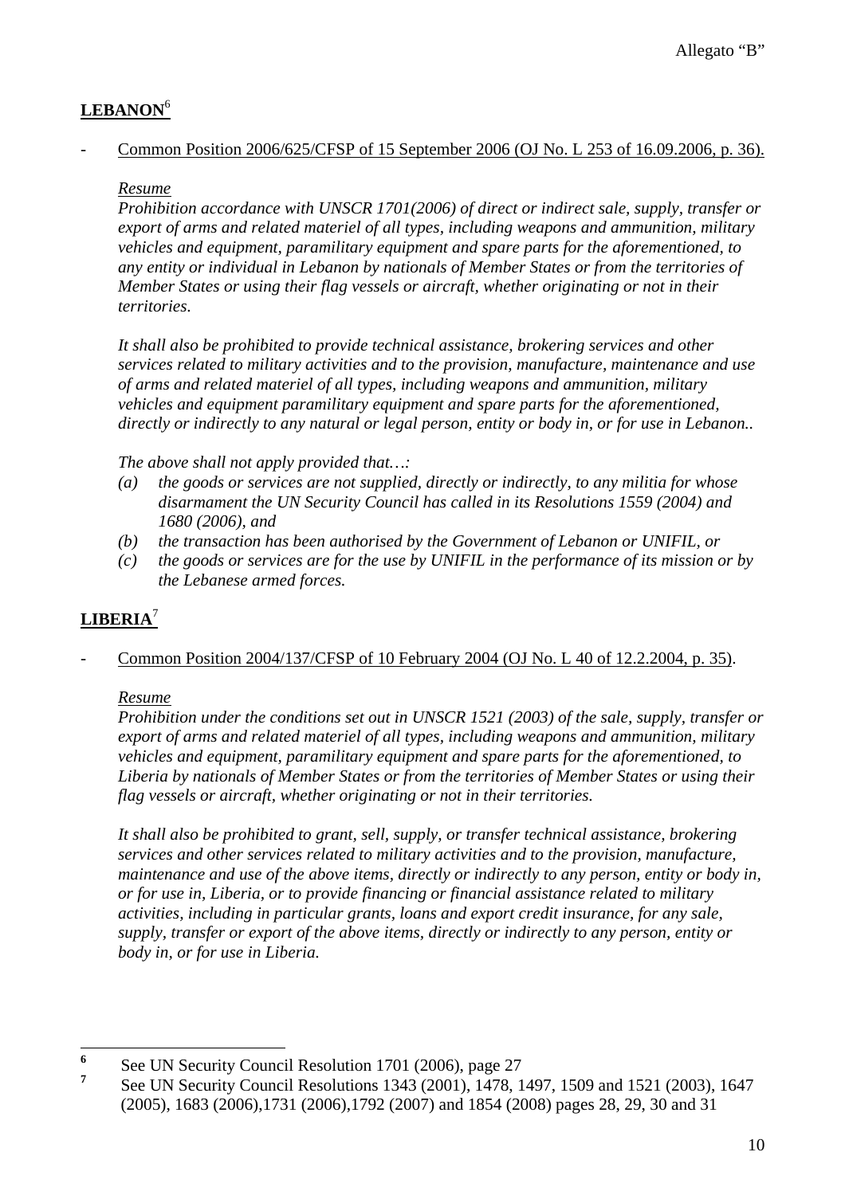## LEBANON[6]

- Common Position 2006/625/CFSP of 15 September 2006 (OJ No. L 253 of 16.09.2006, p. 36).

  *Resume*
  *Prohibition accordance with UNSCR 1701(2006) of direct or indirect sale, supply, transfer or export of arms and related materiel of all types, including weapons and ammunition, military vehicles and equipment, paramilitary equipment and spare parts for the aforementioned, to any entity or individual in Lebanon by nationals of Member States or from the territories of Member States or using their flag vessels or aircraft, whether originating or not in their territories.*

  *It shall also be prohibited to provide technical assistance, brokering services and other services related to military activities and to the provision, manufacture, maintenance and use of arms and related materiel of all types, including weapons and ammunition, military vehicles and equipment paramilitary equipment and spare parts for the aforementioned, directly or indirectly to any natural or legal person, entity or body in, or for use in Lebanon..*

  *The above shall not apply provided that…:*
  *(a) the goods or services are not supplied, directly or indirectly, to any militia for whose disarmament the UN Security Council has called in its Resolutions 1559 (2004) and 1680 (2006), and*
  *(b) the transaction has been authorised by the Government of Lebanon or UNIFIL, or*
  *(c) the goods or services are for the use by UNIFIL in the performance of its mission or by the Lebanese armed forces.*

## LIBERIA[7]

- Common Position 2004/137/CFSP of 10 February 2004 (OJ No. L 40 of 12.2.2004, p. 35).

  *Resume*
  *Prohibition under the conditions set out in UNSCR 1521 (2003) of the sale, supply, transfer or export of arms and related materiel of all types, including weapons and ammunition, military vehicles and equipment, paramilitary equipment and spare parts for the aforementioned, to Liberia by nationals of Member States or from the territories of Member States or using their flag vessels or aircraft, whether originating or not in their territories.*

  *It shall also be prohibited to grant, sell, supply, or transfer technical assistance, brokering services and other services related to military activities and to the provision, manufacture, maintenance and use of the above items, directly or indirectly to any person, entity or body in, or for use in, Liberia, or to provide financing or financial assistance related to military activities, including in particular grants, loans and export credit insurance, for any sale, supply, transfer or export of the above items, directly or indirectly to any person, entity or body in, or for use in Liberia.*

---

[6] See UN Security Council Resolution 1701 (2006), page 27

[7] See UN Security Council Resolutions 1343 (2001), 1478, 1497, 1509 and 1521 (2003), 1647 (2005), 1683 (2006),1731 (2006),1792 (2007) and 1854 (2008) pages 28, 29, 30 and 31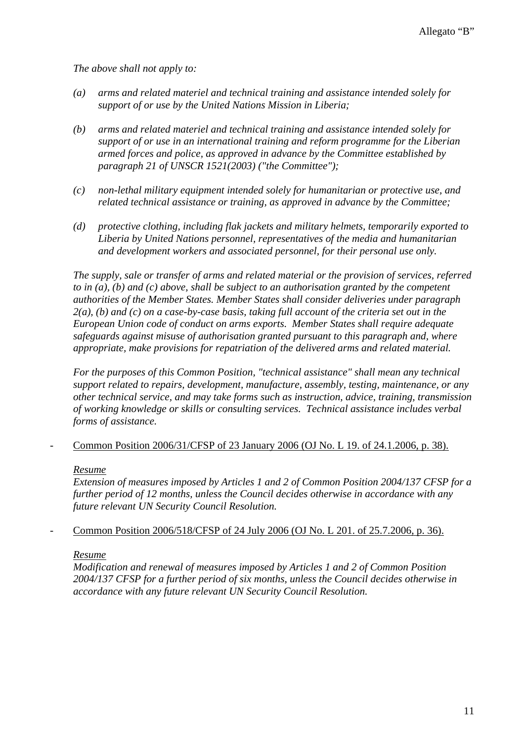*The above shall not apply to:*

*(a) arms and related materiel and technical training and assistance intended solely for support of or use by the United Nations Mission in Liberia;*

*(b) arms and related materiel and technical training and assistance intended solely for support of or use in an international training and reform programme for the Liberian armed forces and police, as approved in advance by the Committee established by paragraph 21 of UNSCR 1521(2003) ("the Committee");*

*(c) non-lethal military equipment intended solely for humanitarian or protective use, and related technical assistance or training, as approved in advance by the Committee;*

*(d) protective clothing, including flak jackets and military helmets, temporarily exported to Liberia by United Nations personnel, representatives of the media and humanitarian and development workers and associated personnel, for their personal use only.*

*The supply, sale or transfer of arms and related material or the provision of services, referred to in (a), (b) and (c) above, shall be subject to an authorisation granted by the competent authorities of the Member States. Member States shall consider deliveries under paragraph 2(a), (b) and (c) on a case-by-case basis, taking full account of the criteria set out in the European Union code of conduct on arms exports. Member States shall require adequate safeguards against misuse of authorisation granted pursuant to this paragraph and, where appropriate, make provisions for repatriation of the delivered arms and related material.*

*For the purposes of this Common Position, "technical assistance" shall mean any technical support related to repairs, development, manufacture, assembly, testing, maintenance, or any other technical service, and may take forms such as instruction, advice, training, transmission of working knowledge or skills or consulting services. Technical assistance includes verbal forms of assistance.*

- Common Position 2006/31/CFSP of 23 January 2006 (OJ No. L 19. of 24.1.2006, p. 38).

  Resume

  *Extension of measures imposed by Articles 1 and 2 of Common Position 2004/137 CFSP for a further period of 12 months, unless the Council decides otherwise in accordance with any future relevant UN Security Council Resolution.*

- Common Position 2006/518/CFSP of 24 July 2006 (OJ No. L 201. of 25.7.2006, p. 36).

  Resume

  *Modification and renewal of measures imposed by Articles 1 and 2 of Common Position 2004/137 CFSP for a further period of six months, unless the Council decides otherwise in accordance with any future relevant UN Security Council Resolution.*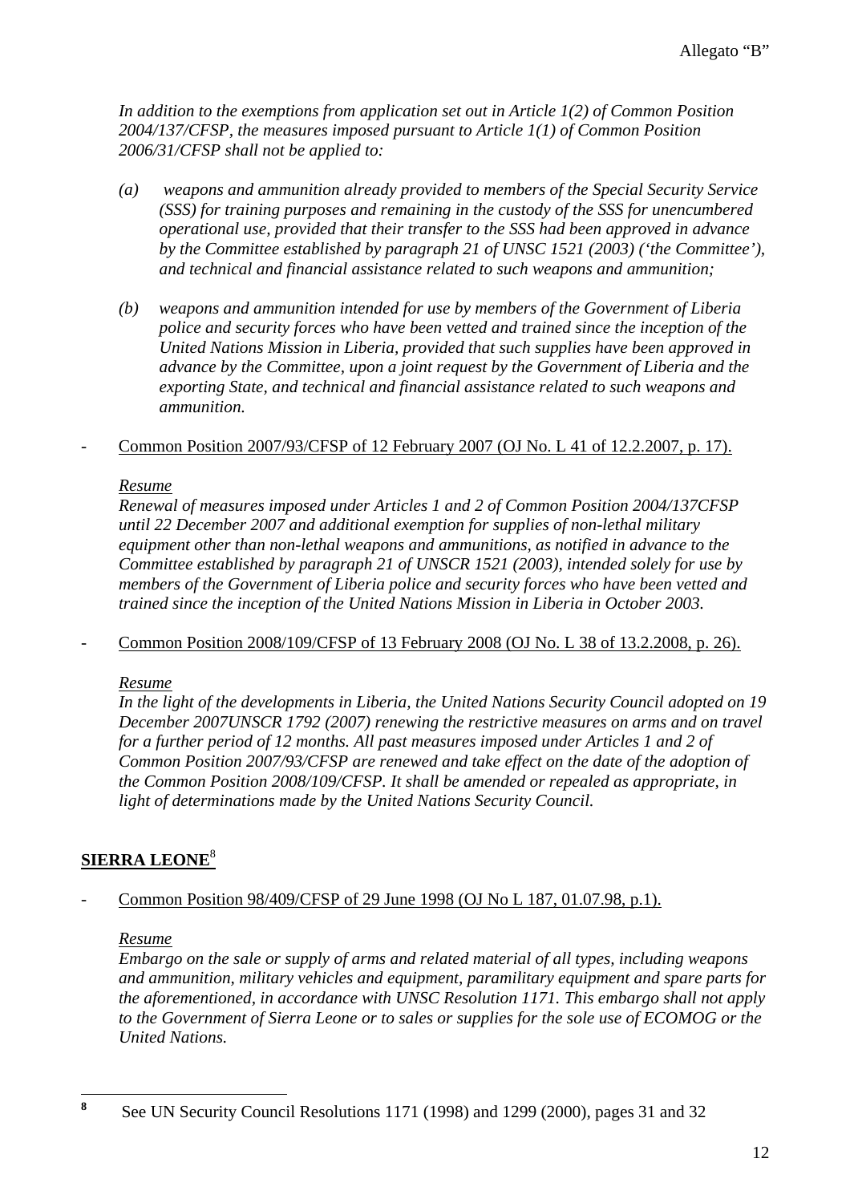*In addition to the exemptions from application set out in Article 1(2) of Common Position 2004/137/CFSP, the measures imposed pursuant to Article 1(1) of Common Position 2006/31/CFSP shall not be applied to:*

*(a) weapons and ammunition already provided to members of the Special Security Service (SSS) for training purposes and remaining in the custody of the SSS for unencumbered operational use, provided that their transfer to the SSS had been approved in advance by the Committee established by paragraph 21 of UNSC 1521 (2003) ('the Committee'), and technical and financial assistance related to such weapons and ammunition;*

*(b) weapons and ammunition intended for use by members of the Government of Liberia police and security forces who have been vetted and trained since the inception of the United Nations Mission in Liberia, provided that such supplies have been approved in advance by the Committee, upon a joint request by the Government of Liberia and the exporting State, and technical and financial assistance related to such weapons and ammunition.*

- Common Position 2007/93/CFSP of 12 February 2007 (OJ No. L 41 of 12.2.2007, p. 17).

*Resume*

*Renewal of measures imposed under Articles 1 and 2 of Common Position 2004/137CFSP until 22 December 2007 and additional exemption for supplies of non-lethal military equipment other than non-lethal weapons and ammunitions, as notified in advance to the Committee established by paragraph 21 of UNSCR 1521 (2003), intended solely for use by members of the Government of Liberia police and security forces who have been vetted and trained since the inception of the United Nations Mission in Liberia in October 2003.*

- Common Position 2008/109/CFSP of 13 February 2008 (OJ No. L 38 of 13.2.2008, p. 26).

*Resume*

*In the light of the developments in Liberia, the United Nations Security Council adopted on 19 December 2007UNSCR 1792 (2007) renewing the restrictive measures on arms and on travel for a further period of 12 months. All past measures imposed under Articles 1 and 2 of Common Position 2007/93/CFSP are renewed and take effect on the date of the adoption of the Common Position 2008/109/CFSP. It shall be amended or repealed as appropriate, in light of determinations made by the United Nations Security Council.*

## SIERRA LEONE[8]

- Common Position 98/409/CFSP of 29 June 1998 (OJ No L 187, 01.07.98, p.1).

*Resume*

*Embargo on the sale or supply of arms and related material of all types, including weapons and ammunition, military vehicles and equipment, paramilitary equipment and spare parts for the aforementioned, in accordance with UNSC Resolution 1171. This embargo shall not apply to the Government of Sierra Leone or to sales or supplies for the sole use of ECOMOG or the United Nations.*

---

[8] See UN Security Council Resolutions 1171 (1998) and 1299 (2000), pages 31 and 32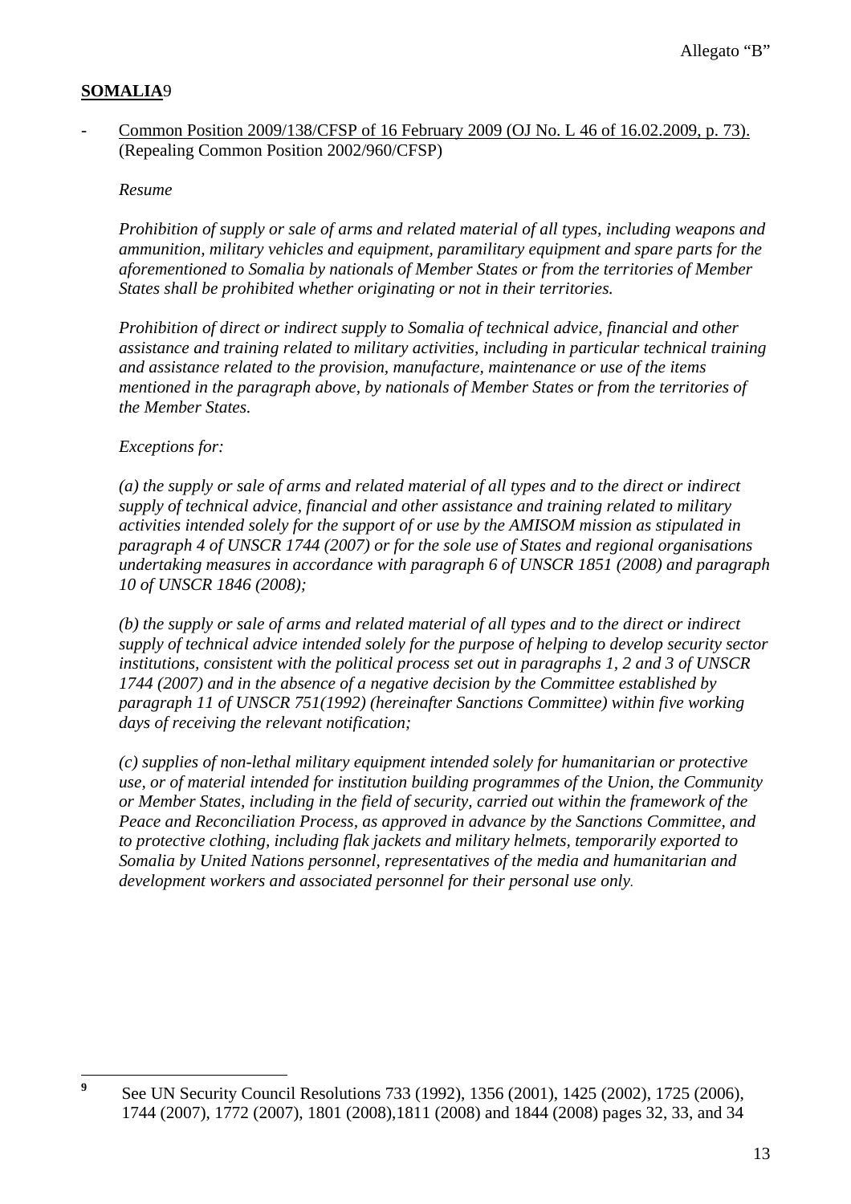**SOMALIA**[9]

- <u>Common Position 2009/138/CFSP of 16 February 2009 (OJ No. L 46 of 16.02.2009, p. 73).</u> (Repealing Common Position 2002/960/CFSP)

  *Resume*

  *Prohibition of supply or sale of arms and related material of all types, including weapons and ammunition, military vehicles and equipment, paramilitary equipment and spare parts for the aforementioned to Somalia by nationals of Member States or from the territories of Member States shall be prohibited whether originating or not in their territories.*

  *Prohibition of direct or indirect supply to Somalia of technical advice, financial and other assistance and training related to military activities, including in particular technical training and assistance related to the provision, manufacture, maintenance or use of the items mentioned in the paragraph above, by nationals of Member States or from the territories of the Member States.*

  *Exceptions for:*

  *(a) the supply or sale of arms and related material of all types and to the direct or indirect supply of technical advice, financial and other assistance and training related to military activities intended solely for the support of or use by the AMISOM mission as stipulated in paragraph 4 of UNSCR 1744 (2007) or for the sole use of States and regional organisations undertaking measures in accordance with paragraph 6 of UNSCR 1851 (2008) and paragraph 10 of UNSCR 1846 (2008);*

  *(b) the supply or sale of arms and related material of all types and to the direct or indirect supply of technical advice intended solely for the purpose of helping to develop security sector institutions, consistent with the political process set out in paragraphs 1, 2 and 3 of UNSCR 1744 (2007) and in the absence of a negative decision by the Committee established by paragraph 11 of UNSCR 751(1992) (hereinafter Sanctions Committee) within five working days of receiving the relevant notification;*

  *(c) supplies of non-lethal military equipment intended solely for humanitarian or protective use, or of material intended for institution building programmes of the Union, the Community or Member States, including in the field of security, carried out within the framework of the Peace and Reconciliation Process, as approved in advance by the Sanctions Committee, and to protective clothing, including flak jackets and military helmets, temporarily exported to Somalia by United Nations personnel, representatives of the media and humanitarian and development workers and associated personnel for their personal use only.*

---

[9] See UN Security Council Resolutions 733 (1992), 1356 (2001), 1425 (2002), 1725 (2006), 1744 (2007), 1772 (2007), 1801 (2008),1811 (2008) and 1844 (2008) pages 32, 33, and 34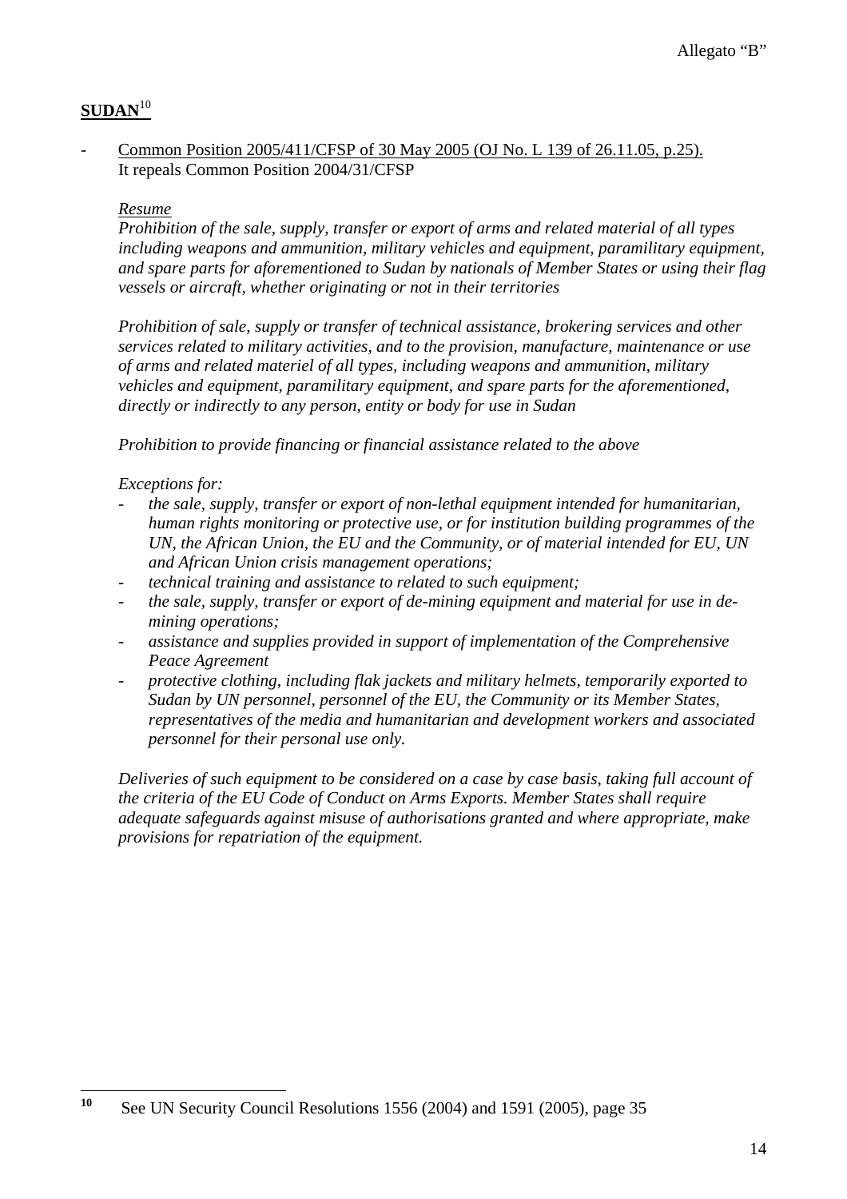**SUDAN**[10]

- Common Position 2005/411/CFSP of 30 May 2005 (OJ No. L 139 of 26.11.05, p.25).
  It repeals Common Position 2004/31/CFSP

  *Resume*
  *Prohibition of the sale, supply, transfer or export of arms and related material of all types including weapons and ammunition, military vehicles and equipment, paramilitary equipment, and spare parts for aforementioned to Sudan by nationals of Member States or using their flag vessels or aircraft, whether originating or not in their territories*

  *Prohibition of sale, supply or transfer of technical assistance, brokering services and other services related to military activities, and to the provision, manufacture, maintenance or use of arms and related materiel of all types, including weapons and ammunition, military vehicles and equipment, paramilitary equipment, and spare parts for the aforementioned, directly or indirectly to any person, entity or body for use in Sudan*

  *Prohibition to provide financing or financial assistance related to the above*

  *Exceptions for:*
  - *the sale, supply, transfer or export of non-lethal equipment intended for humanitarian, human rights monitoring or protective use, or for institution building programmes of the UN, the African Union, the EU and the Community, or of material intended for EU, UN and African Union crisis management operations;*
  - *technical training and assistance to related to such equipment;*
  - *the sale, supply, transfer or export of de-mining equipment and material for use in de-mining operations;*
  - *assistance and supplies provided in support of implementation of the Comprehensive Peace Agreement*
  - *protective clothing, including flak jackets and military helmets, temporarily exported to Sudan by UN personnel, personnel of the EU, the Community or its Member States, representatives of the media and humanitarian and development workers and associated personnel for their personal use only.*

  *Deliveries of such equipment to be considered on a case by case basis, taking full account of the criteria of the EU Code of Conduct on Arms Exports. Member States shall require adequate safeguards against misuse of authorisations granted and where appropriate, make provisions for repatriation of the equipment.*

---

[10] See UN Security Council Resolutions 1556 (2004) and 1591 (2005), page 35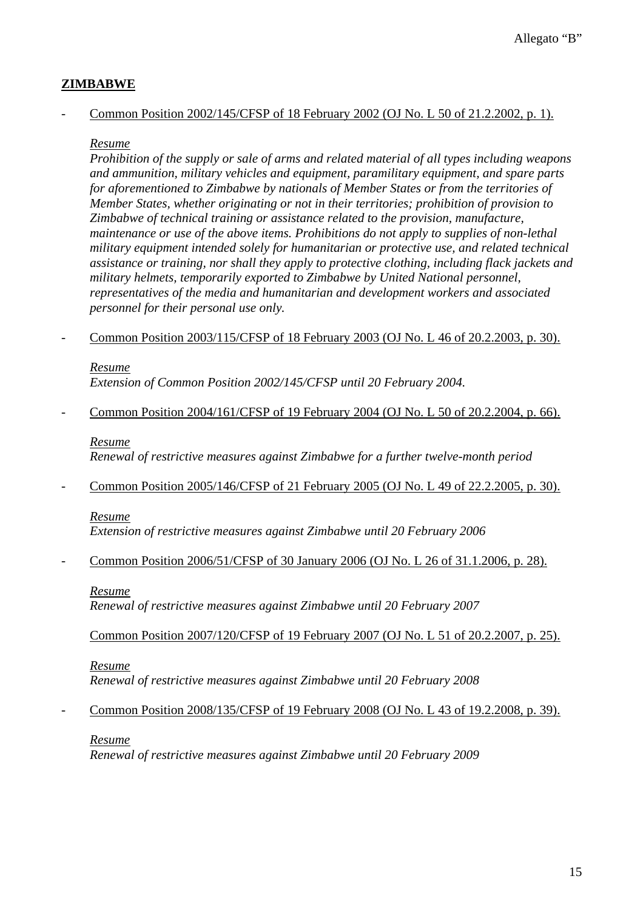Allegato "B"

## ZIMBABWE

- Common Position 2002/145/CFSP of 18 February 2002 (OJ No. L 50 of 21.2.2002, p. 1).

  *Resume*
  *Prohibition of the supply or sale of arms and related material of all types including weapons and ammunition, military vehicles and equipment, paramilitary equipment, and spare parts for aforementioned to Zimbabwe by nationals of Member States or from the territories of Member States, whether originating or not in their territories; prohibition of provision to Zimbabwe of technical training or assistance related to the provision, manufacture, maintenance or use of the above items. Prohibitions do not apply to supplies of non-lethal military equipment intended solely for humanitarian or protective use, and related technical assistance or training, nor shall they apply to protective clothing, including flack jackets and military helmets, temporarily exported to Zimbabwe by United National personnel, representatives of the media and humanitarian and development workers and associated personnel for their personal use only.*

- Common Position 2003/115/CFSP of 18 February 2003 (OJ No. L 46 of 20.2.2003, p. 30).

  *Resume*
  *Extension of Common Position 2002/145/CFSP until 20 February 2004.*

- Common Position 2004/161/CFSP of 19 February 2004 (OJ No. L 50 of 20.2.2004, p. 66).

  *Resume*
  *Renewal of restrictive measures against Zimbabwe for a further twelve-month period*

- Common Position 2005/146/CFSP of 21 February 2005 (OJ No. L 49 of 22.2.2005, p. 30).

  *Resume*
  *Extension of restrictive measures against Zimbabwe until 20 February 2006*

- Common Position 2006/51/CFSP of 30 January 2006 (OJ No. L 26 of 31.1.2006, p. 28).

  *Resume*
  *Renewal of restrictive measures against Zimbabwe until 20 February 2007*

  Common Position 2007/120/CFSP of 19 February 2007 (OJ No. L 51 of 20.2.2007, p. 25).

  *Resume*
  *Renewal of restrictive measures against Zimbabwe until 20 February 2008*

- Common Position 2008/135/CFSP of 19 February 2008 (OJ No. L 43 of 19.2.2008, p. 39).

  *Resume*
  *Renewal of restrictive measures against Zimbabwe until 20 February 2009*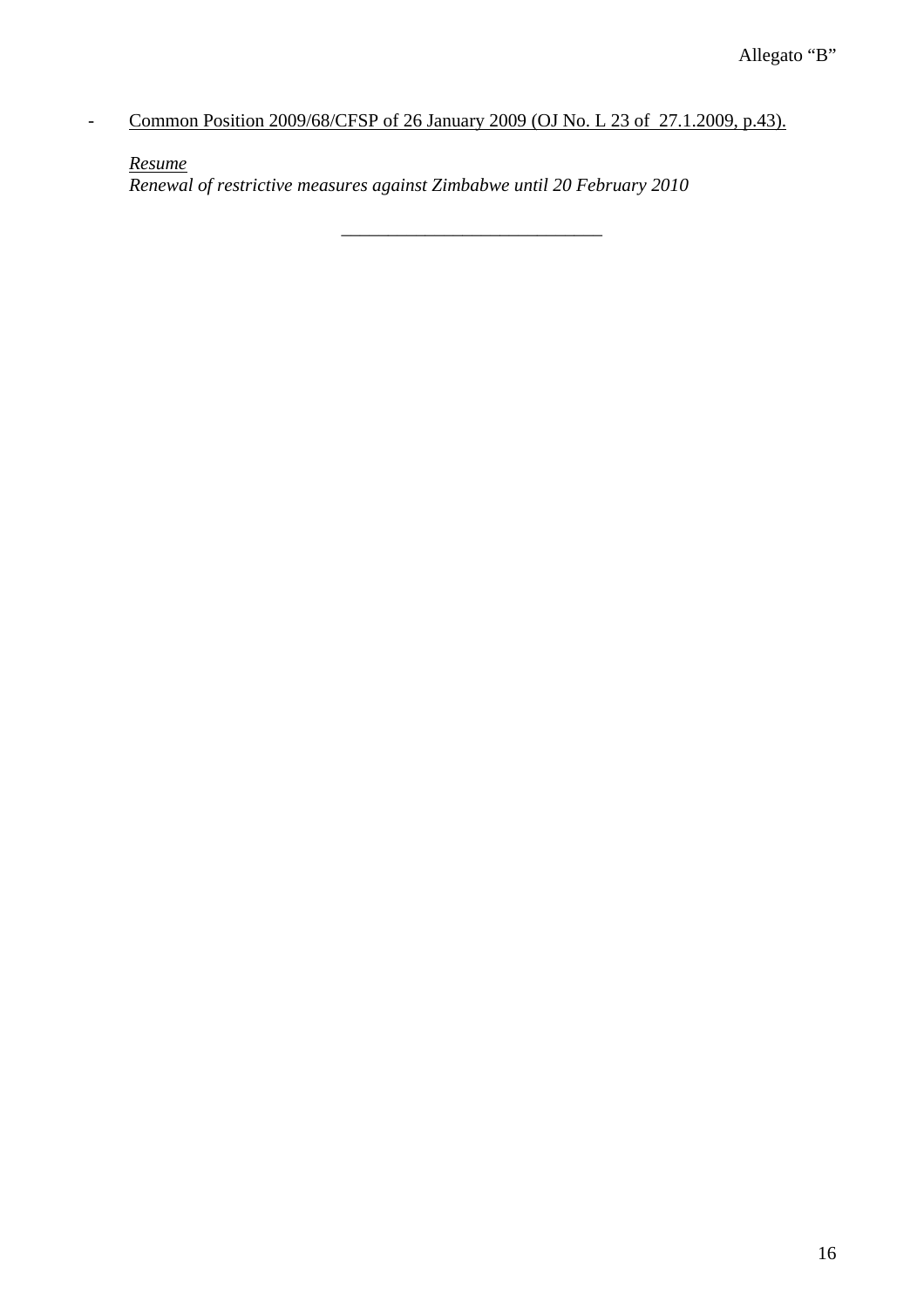- <u>Common Position 2009/68/CFSP of 26 January 2009 (OJ No. L 23 of 27.1.2009, p.43).</u>

  *<u>Resume</u>*
  *Renewal of restrictive measures against Zimbabwe until 20 February 2010*

---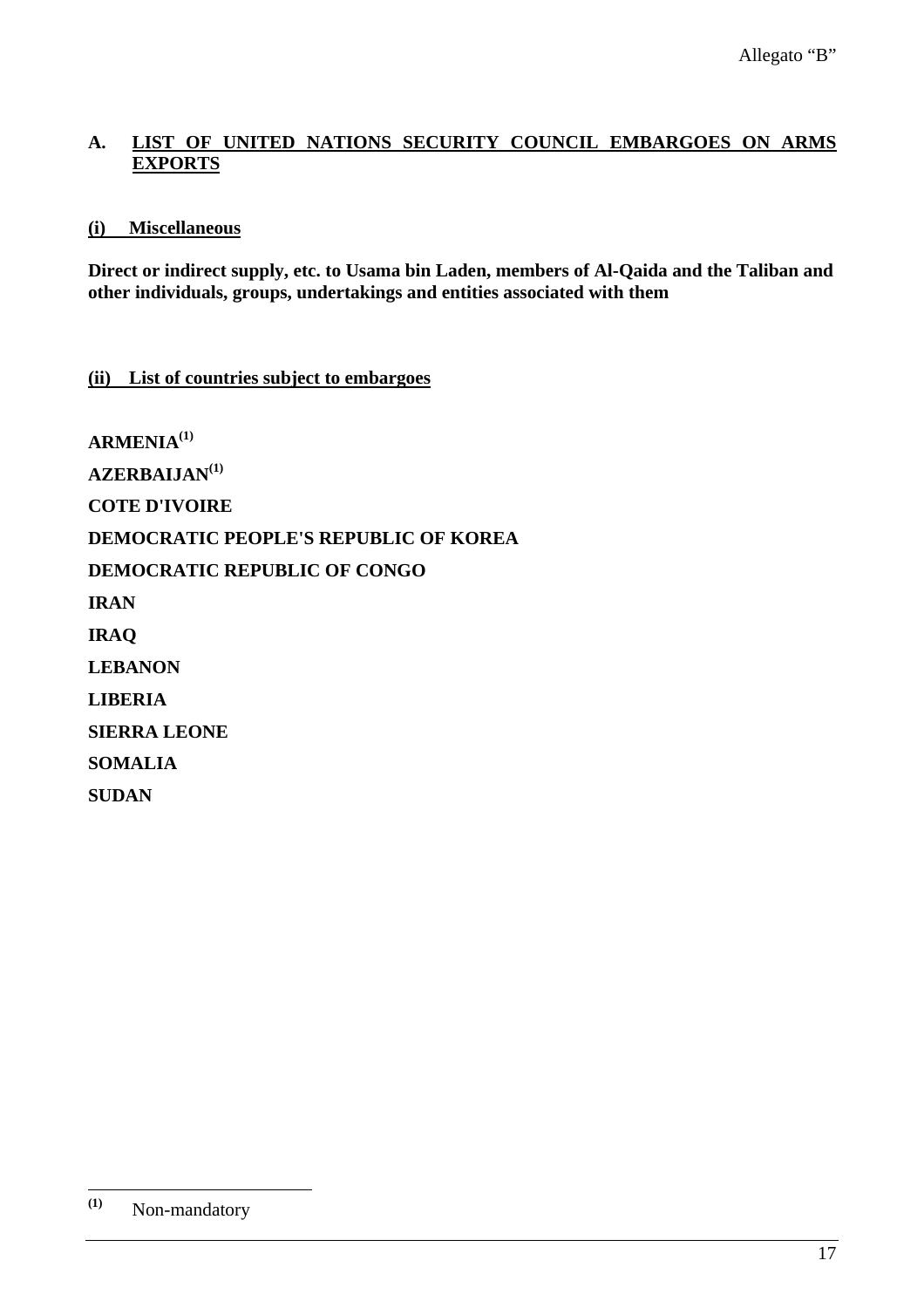## A. LIST OF UNITED NATIONS SECURITY COUNCIL EMBARGOES ON ARMS EXPORTS

### (i) Miscellaneous

**Direct or indirect supply, etc. to Usama bin Laden, members of Al-Qaida and the Taliban and other individuals, groups, undertakings and entities associated with them**

### (ii) List of countries subject to embargoes

**ARMENIA**[1]

**AZERBAIJAN**[1]

**COTE D'IVOIRE**

**DEMOCRATIC PEOPLE'S REPUBLIC OF KOREA**

**DEMOCRATIC REPUBLIC OF CONGO**

**IRAN**

**IRAQ**

**LEBANON**

**LIBERIA**

**SIERRA LEONE**

**SOMALIA**

**SUDAN**

---

[1] Non-mandatory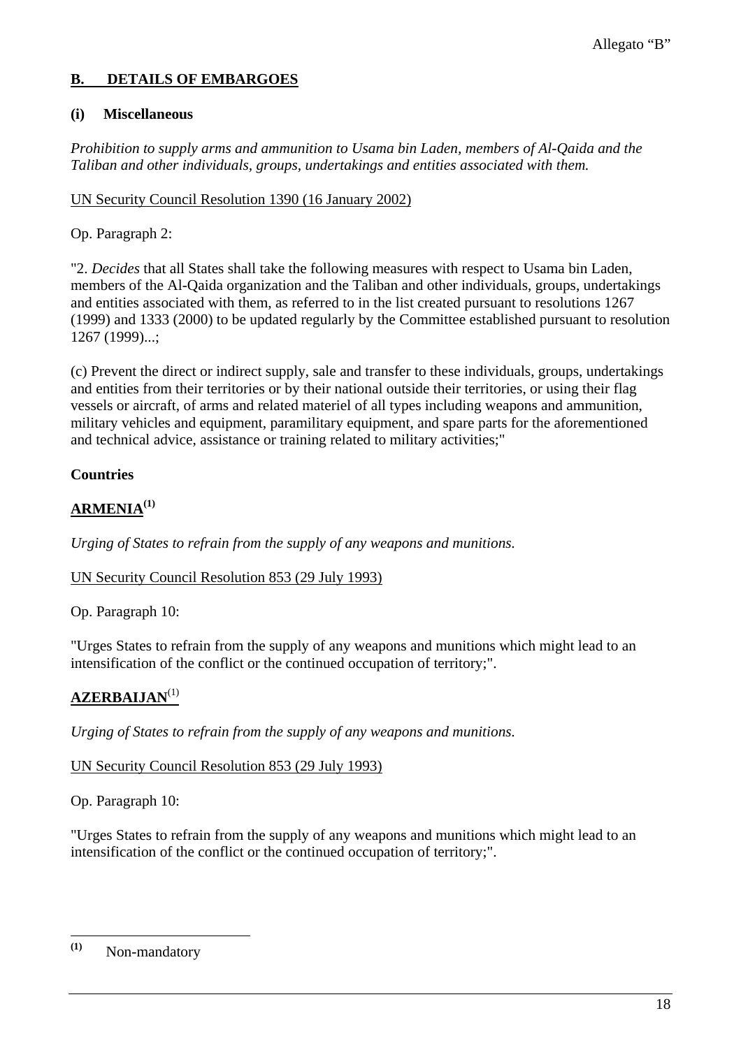Allegato "B"

## B. DETAILS OF EMBARGOES

### (i) Miscellaneous

*Prohibition to supply arms and ammunition to Usama bin Laden, members of Al-Qaida and the Taliban and other individuals, groups, undertakings and entities associated with them.*

UN Security Council Resolution 1390 (16 January 2002)

Op. Paragraph 2:

"2. *Decides* that all States shall take the following measures with respect to Usama bin Laden, members of the Al-Qaida organization and the Taliban and other individuals, groups, undertakings and entities associated with them, as referred to in the list created pursuant to resolutions 1267 (1999) and 1333 (2000) to be updated regularly by the Committee established pursuant to resolution 1267 (1999)...;

(c) Prevent the direct or indirect supply, sale and transfer to these individuals, groups, undertakings and entities from their territories or by their national outside their territories, or using their flag vessels or aircraft, of arms and related materiel of all types including weapons and ammunition, military vehicles and equipment, paramilitary equipment, and spare parts for the aforementioned and technical advice, assistance or training related to military activities;"

**Countries**

**ARMENIA[1]**

*Urging of States to refrain from the supply of any weapons and munitions.*

UN Security Council Resolution 853 (29 July 1993)

Op. Paragraph 10:

"Urges States to refrain from the supply of any weapons and munitions which might lead to an intensification of the conflict or the continued occupation of territory;".

**AZERBAIJAN[1]**

*Urging of States to refrain from the supply of any weapons and munitions.*

UN Security Council Resolution 853 (29 July 1993)

Op. Paragraph 10:

"Urges States to refrain from the supply of any weapons and munitions which might lead to an intensification of the conflict or the continued occupation of territory;".

---

[1] Non-mandatory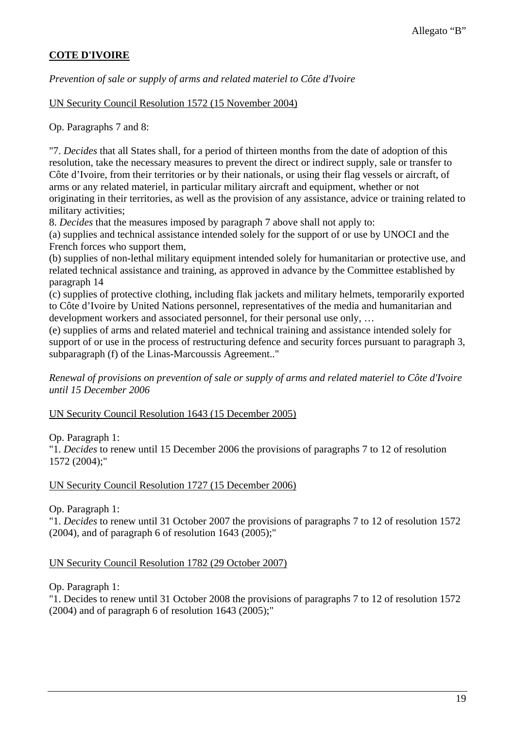Allegato "B"

**COTE D'IVOIRE**

*Prevention of sale or supply of arms and related materiel to Côte d'Ivoire*

UN Security Council Resolution 1572 (15 November 2004)

Op. Paragraphs 7 and 8:

"7. *Decides* that all States shall, for a period of thirteen months from the date of adoption of this resolution, take the necessary measures to prevent the direct or indirect supply, sale or transfer to Côte d'Ivoire, from their territories or by their nationals, or using their flag vessels or aircraft, of arms or any related materiel, in particular military aircraft and equipment, whether or not originating in their territories, as well as the provision of any assistance, advice or training related to military activities;
8. *Decides* that the measures imposed by paragraph 7 above shall not apply to:
(a) supplies and technical assistance intended solely for the support of or use by UNOCI and the French forces who support them,
(b) supplies of non-lethal military equipment intended solely for humanitarian or protective use, and related technical assistance and training, as approved in advance by the Committee established by paragraph 14
(c) supplies of protective clothing, including flak jackets and military helmets, temporarily exported to Côte d'Ivoire by United Nations personnel, representatives of the media and humanitarian and development workers and associated personnel, for their personal use only, …
(e) supplies of arms and related materiel and technical training and assistance intended solely for support of or use in the process of restructuring defence and security forces pursuant to paragraph 3, subparagraph (f) of the Linas-Marcoussis Agreement.."

*Renewal of provisions on prevention of sale or supply of arms and related materiel to Côte d'Ivoire until 15 December 2006*

UN Security Council Resolution 1643 (15 December 2005)

Op. Paragraph 1:
"1. *Decides* to renew until 15 December 2006 the provisions of paragraphs 7 to 12 of resolution 1572 (2004);"

UN Security Council Resolution 1727 (15 December 2006)

Op. Paragraph 1:
"1. *Decides* to renew until 31 October 2007 the provisions of paragraphs 7 to 12 of resolution 1572 (2004), and of paragraph 6 of resolution 1643 (2005);"

UN Security Council Resolution 1782 (29 October 2007)

Op. Paragraph 1:
"1. Decides to renew until 31 October 2008 the provisions of paragraphs 7 to 12 of resolution 1572 (2004) and of paragraph 6 of resolution 1643 (2005);"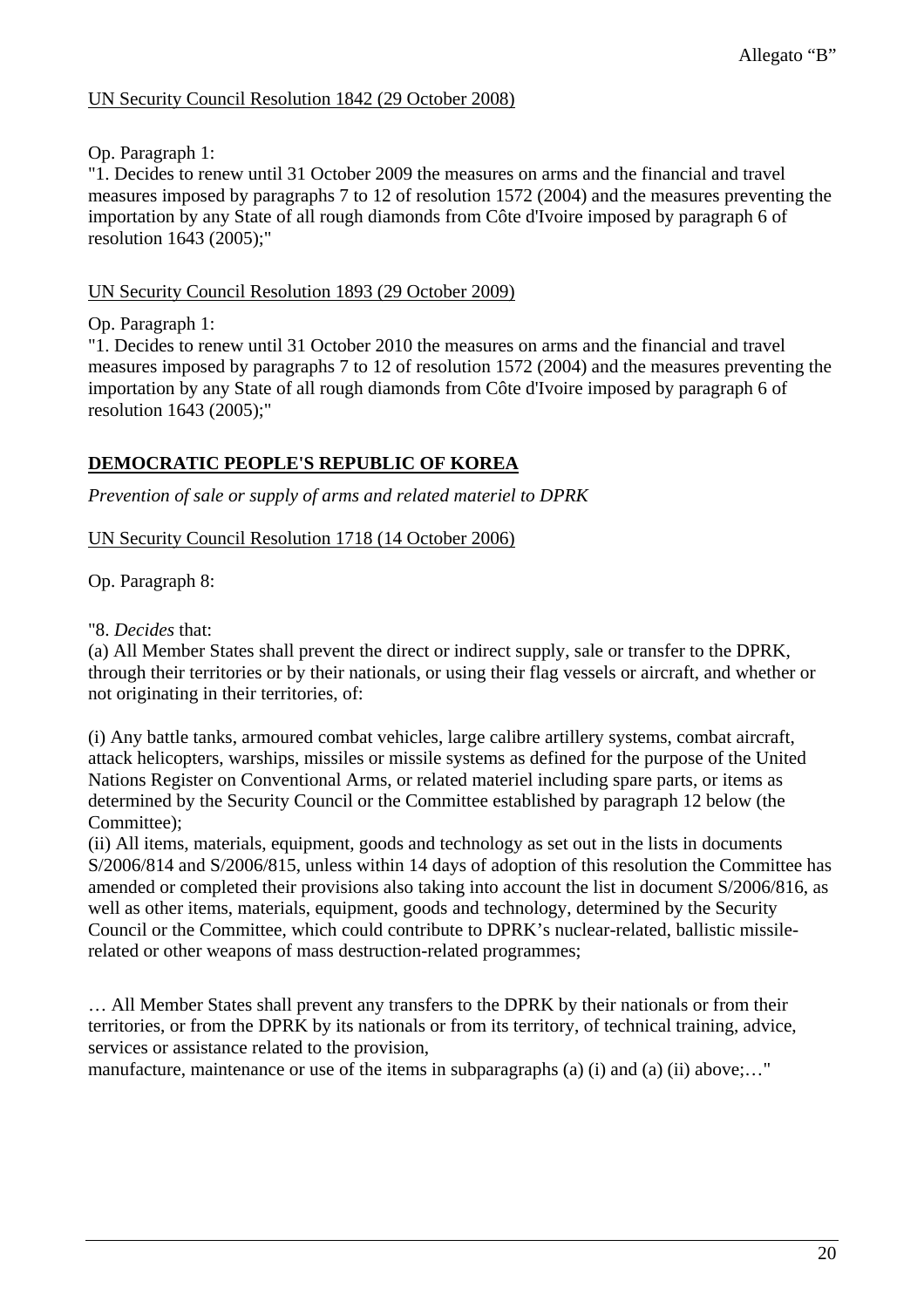Allegato "B"

UN Security Council Resolution 1842 (29 October 2008)

Op. Paragraph 1:
"1. Decides to renew until 31 October 2009 the measures on arms and the financial and travel measures imposed by paragraphs 7 to 12 of resolution 1572 (2004) and the measures preventing the importation by any State of all rough diamonds from Côte d'Ivoire imposed by paragraph 6 of resolution 1643 (2005);"

UN Security Council Resolution 1893 (29 October 2009)

Op. Paragraph 1:
"1. Decides to renew until 31 October 2010 the measures on arms and the financial and travel measures imposed by paragraphs 7 to 12 of resolution 1572 (2004) and the measures preventing the importation by any State of all rough diamonds from Côte d'Ivoire imposed by paragraph 6 of resolution 1643 (2005);"

## DEMOCRATIC PEOPLE'S REPUBLIC OF KOREA

*Prevention of sale or supply of arms and related materiel to DPRK*

UN Security Council Resolution 1718 (14 October 2006)

Op. Paragraph 8:

"8. *Decides* that:
(a) All Member States shall prevent the direct or indirect supply, sale or transfer to the DPRK, through their territories or by their nationals, or using their flag vessels or aircraft, and whether or not originating in their territories, of:

(i) Any battle tanks, armoured combat vehicles, large calibre artillery systems, combat aircraft, attack helicopters, warships, missiles or missile systems as defined for the purpose of the United Nations Register on Conventional Arms, or related materiel including spare parts, or items as determined by the Security Council or the Committee established by paragraph 12 below (the Committee);
(ii) All items, materials, equipment, goods and technology as set out in the lists in documents S/2006/814 and S/2006/815, unless within 14 days of adoption of this resolution the Committee has amended or completed their provisions also taking into account the list in document S/2006/816, as well as other items, materials, equipment, goods and technology, determined by the Security Council or the Committee, which could contribute to DPRK's nuclear-related, ballistic missile-related or other weapons of mass destruction-related programmes;

… All Member States shall prevent any transfers to the DPRK by their nationals or from their territories, or from the DPRK by its nationals or from its territory, of technical training, advice, services or assistance related to the provision,
manufacture, maintenance or use of the items in subparagraphs (a) (i) and (a) (ii) above;…"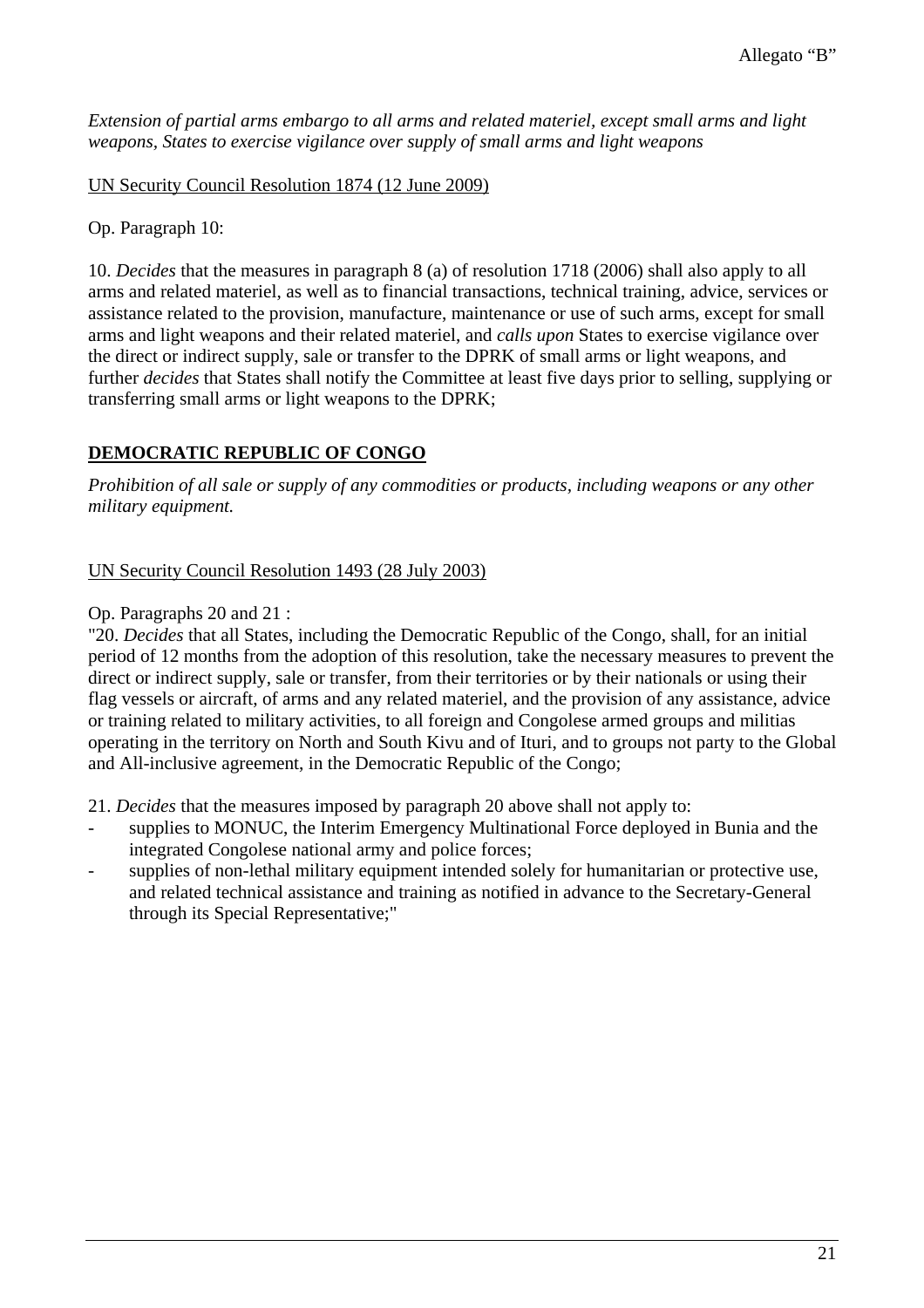*Extension of partial arms embargo to all arms and related materiel, except small arms and light weapons, States to exercise vigilance over supply of small arms and light weapons*

UN Security Council Resolution 1874 (12 June 2009)

Op. Paragraph 10:

10. *Decides* that the measures in paragraph 8 (a) of resolution 1718 (2006) shall also apply to all arms and related materiel, as well as to financial transactions, technical training, advice, services or assistance related to the provision, manufacture, maintenance or use of such arms, except for small arms and light weapons and their related materiel, and *calls upon* States to exercise vigilance over the direct or indirect supply, sale or transfer to the DPRK of small arms or light weapons, and further *decides* that States shall notify the Committee at least five days prior to selling, supplying or transferring small arms or light weapons to the DPRK;

## **DEMOCRATIC REPUBLIC OF CONGO**

*Prohibition of all sale or supply of any commodities or products, including weapons or any other military equipment.*

UN Security Council Resolution 1493 (28 July 2003)

Op. Paragraphs 20 and 21 :

"20. *Decides* that all States, including the Democratic Republic of the Congo, shall, for an initial period of 12 months from the adoption of this resolution, take the necessary measures to prevent the direct or indirect supply, sale or transfer, from their territories or by their nationals or using their flag vessels or aircraft, of arms and any related materiel, and the provision of any assistance, advice or training related to military activities, to all foreign and Congolese armed groups and militias operating in the territory on North and South Kivu and of Ituri, and to groups not party to the Global and All-inclusive agreement, in the Democratic Republic of the Congo;

21. *Decides* that the measures imposed by paragraph 20 above shall not apply to:

- supplies to MONUC, the Interim Emergency Multinational Force deployed in Bunia and the integrated Congolese national army and police forces;
- supplies of non-lethal military equipment intended solely for humanitarian or protective use, and related technical assistance and training as notified in advance to the Secretary-General through its Special Representative;"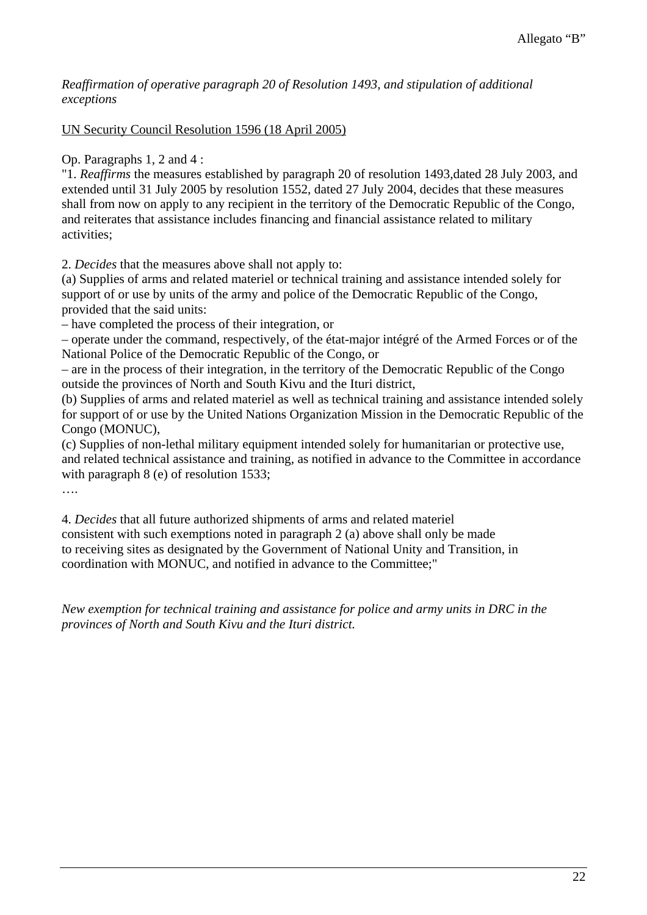Allegato “B”

*Reaffirmation of operative paragraph 20 of Resolution 1493, and stipulation of additional exceptions*

<u>UN Security Council Resolution 1596 (18 April 2005)</u>

Op. Paragraphs 1, 2 and 4 :

"1. *Reaffirms* the measures established by paragraph 20 of resolution 1493,dated 28 July 2003, and extended until 31 July 2005 by resolution 1552, dated 27 July 2004, decides that these measures shall from now on apply to any recipient in the territory of the Democratic Republic of the Congo, and reiterates that assistance includes financing and financial assistance related to military activities;

2. *Decides* that the measures above shall not apply to:

(a) Supplies of arms and related materiel or technical training and assistance intended solely for support of or use by units of the army and police of the Democratic Republic of the Congo, provided that the said units:

– have completed the process of their integration, or

– operate under the command, respectively, of the état-major intégré of the Armed Forces or of the National Police of the Democratic Republic of the Congo, or

– are in the process of their integration, in the territory of the Democratic Republic of the Congo outside the provinces of North and South Kivu and the Ituri district,

(b) Supplies of arms and related materiel as well as technical training and assistance intended solely for support of or use by the United Nations Organization Mission in the Democratic Republic of the Congo (MONUC),

(c) Supplies of non-lethal military equipment intended solely for humanitarian or protective use, and related technical assistance and training, as notified in advance to the Committee in accordance with paragraph 8 (e) of resolution 1533;

….

4. *Decides* that all future authorized shipments of arms and related materiel consistent with such exemptions noted in paragraph 2 (a) above shall only be made to receiving sites as designated by the Government of National Unity and Transition, in coordination with MONUC, and notified in advance to the Committee;"

*New exemption for technical training and assistance for police and army units in DRC in the provinces of North and South Kivu and the Ituri district.*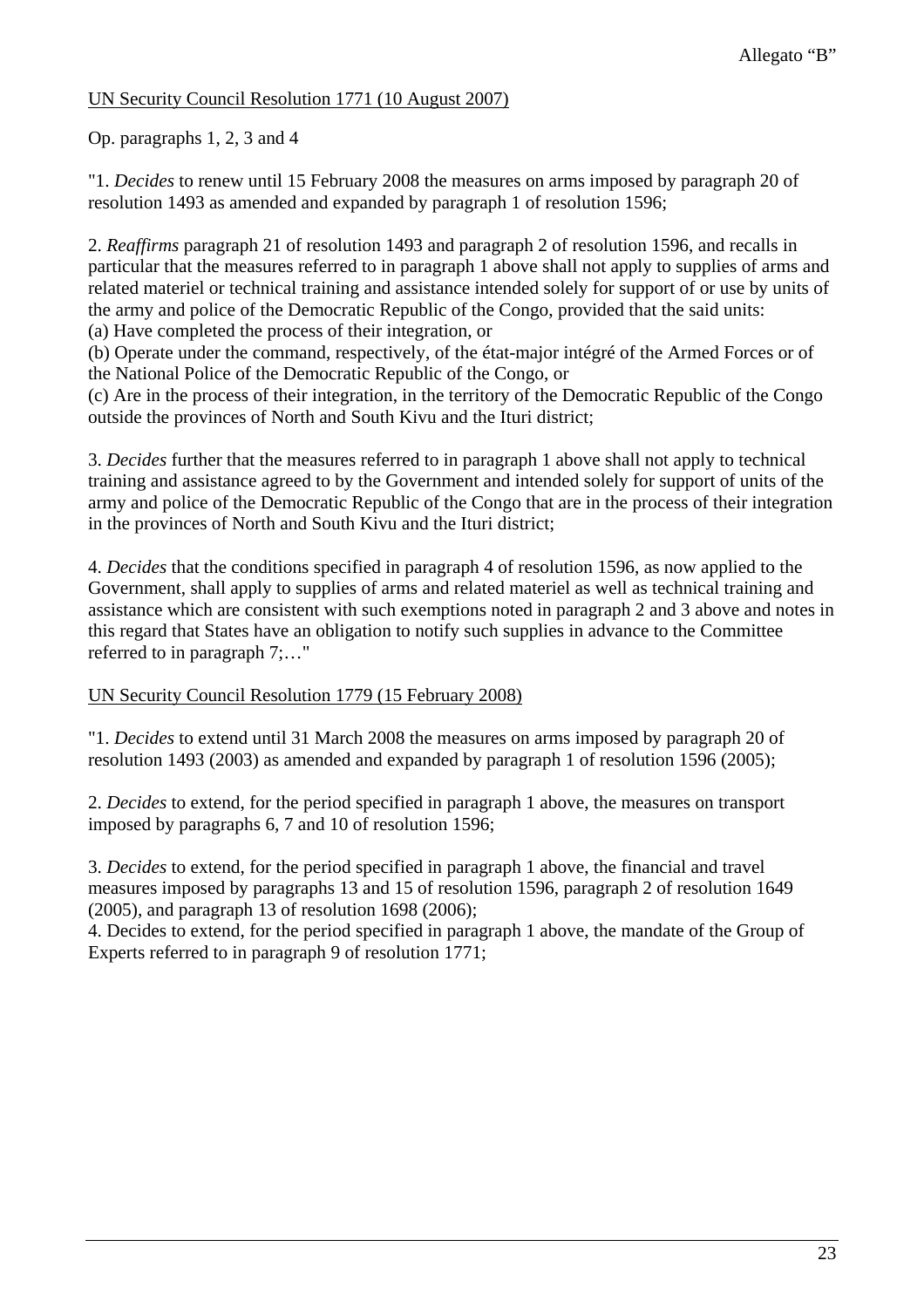Allegato “B”

<u>UN Security Council Resolution 1771 (10 August 2007)</u>

Op. paragraphs 1, 2, 3 and 4

"1. *Decides* to renew until 15 February 2008 the measures on arms imposed by paragraph 20 of resolution 1493 as amended and expanded by paragraph 1 of resolution 1596;

2. *Reaffirms* paragraph 21 of resolution 1493 and paragraph 2 of resolution 1596, and recalls in particular that the measures referred to in paragraph 1 above shall not apply to supplies of arms and related materiel or technical training and assistance intended solely for support of or use by units of the army and police of the Democratic Republic of the Congo, provided that the said units:
(a) Have completed the process of their integration, or
(b) Operate under the command, respectively, of the état-major intégré of the Armed Forces or of the National Police of the Democratic Republic of the Congo, or
(c) Are in the process of their integration, in the territory of the Democratic Republic of the Congo outside the provinces of North and South Kivu and the Ituri district;

3. *Decides* further that the measures referred to in paragraph 1 above shall not apply to technical training and assistance agreed to by the Government and intended solely for support of units of the army and police of the Democratic Republic of the Congo that are in the process of their integration in the provinces of North and South Kivu and the Ituri district;

4. *Decides* that the conditions specified in paragraph 4 of resolution 1596, as now applied to the Government, shall apply to supplies of arms and related materiel as well as technical training and assistance which are consistent with such exemptions noted in paragraph 2 and 3 above and notes in this regard that States have an obligation to notify such supplies in advance to the Committee referred to in paragraph 7;…"

<u>UN Security Council Resolution 1779 (15 February 2008)</u>

"1. *Decides* to extend until 31 March 2008 the measures on arms imposed by paragraph 20 of resolution 1493 (2003) as amended and expanded by paragraph 1 of resolution 1596 (2005);

2. *Decides* to extend, for the period specified in paragraph 1 above, the measures on transport imposed by paragraphs 6, 7 and 10 of resolution 1596;

3. *Decides* to extend, for the period specified in paragraph 1 above, the financial and travel measures imposed by paragraphs 13 and 15 of resolution 1596, paragraph 2 of resolution 1649 (2005), and paragraph 13 of resolution 1698 (2006);
4. Decides to extend, for the period specified in paragraph 1 above, the mandate of the Group of Experts referred to in paragraph 9 of resolution 1771;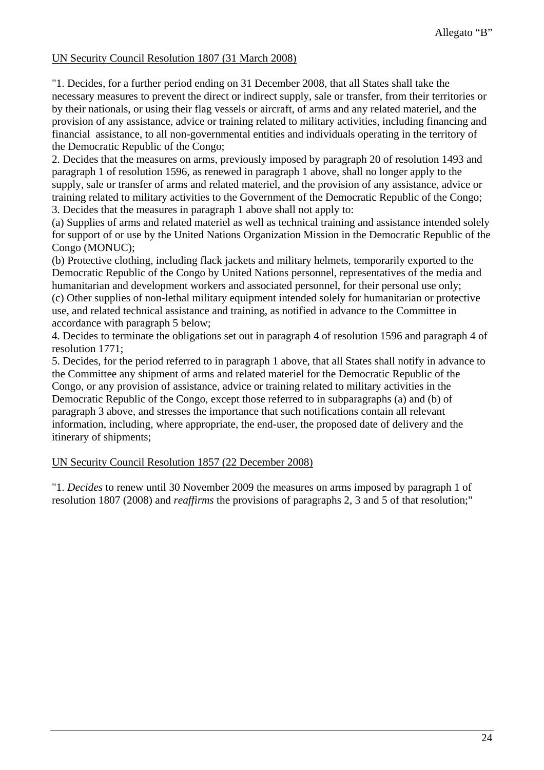Allegato "B"

UN Security Council Resolution 1807 (31 March 2008)

"1. Decides, for a further period ending on 31 December 2008, that all States shall take the necessary measures to prevent the direct or indirect supply, sale or transfer, from their territories or by their nationals, or using their flag vessels or aircraft, of arms and any related materiel, and the provision of any assistance, advice or training related to military activities, including financing and financial assistance, to all non-governmental entities and individuals operating in the territory of the Democratic Republic of the Congo;

2. Decides that the measures on arms, previously imposed by paragraph 20 of resolution 1493 and paragraph 1 of resolution 1596, as renewed in paragraph 1 above, shall no longer apply to the supply, sale or transfer of arms and related materiel, and the provision of any assistance, advice or training related to military activities to the Government of the Democratic Republic of the Congo;

3. Decides that the measures in paragraph 1 above shall not apply to:

(a) Supplies of arms and related materiel as well as technical training and assistance intended solely for support of or use by the United Nations Organization Mission in the Democratic Republic of the Congo (MONUC);

(b) Protective clothing, including flack jackets and military helmets, temporarily exported to the Democratic Republic of the Congo by United Nations personnel, representatives of the media and humanitarian and development workers and associated personnel, for their personal use only;

(c) Other supplies of non-lethal military equipment intended solely for humanitarian or protective use, and related technical assistance and training, as notified in advance to the Committee in accordance with paragraph 5 below;

4. Decides to terminate the obligations set out in paragraph 4 of resolution 1596 and paragraph 4 of resolution 1771;

5. Decides, for the period referred to in paragraph 1 above, that all States shall notify in advance to the Committee any shipment of arms and related materiel for the Democratic Republic of the Congo, or any provision of assistance, advice or training related to military activities in the Democratic Republic of the Congo, except those referred to in subparagraphs (a) and (b) of paragraph 3 above, and stresses the importance that such notifications contain all relevant information, including, where appropriate, the end-user, the proposed date of delivery and the itinerary of shipments;

UN Security Council Resolution 1857 (22 December 2008)

"1. *Decides* to renew until 30 November 2009 the measures on arms imposed by paragraph 1 of resolution 1807 (2008) and *reaffirms* the provisions of paragraphs 2, 3 and 5 of that resolution;"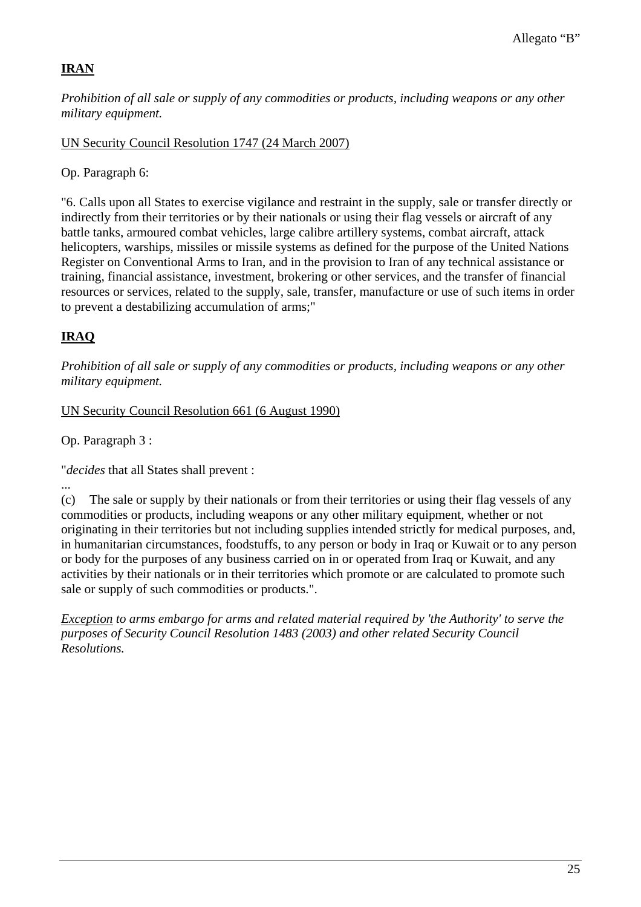Allegato “B”

## **IRAN**

*Prohibition of all sale or supply of any commodities or products, including weapons or any other military equipment.*

UN Security Council Resolution 1747 (24 March 2007)

Op. Paragraph 6:

"6. Calls upon all States to exercise vigilance and restraint in the supply, sale or transfer directly or indirectly from their territories or by their nationals or using their flag vessels or aircraft of any battle tanks, armoured combat vehicles, large calibre artillery systems, combat aircraft, attack helicopters, warships, missiles or missile systems as defined for the purpose of the United Nations Register on Conventional Arms to Iran, and in the provision to Iran of any technical assistance or training, financial assistance, investment, brokering or other services, and the transfer of financial resources or services, related to the supply, sale, transfer, manufacture or use of such items in order to prevent a destabilizing accumulation of arms;"

## **IRAQ**

*Prohibition of all sale or supply of any commodities or products, including weapons or any other military equipment.*

UN Security Council Resolution 661 (6 August 1990)

Op. Paragraph 3 :

"*decides* that all States shall prevent :

...

(c) The sale or supply by their nationals or from their territories or using their flag vessels of any commodities or products, including weapons or any other military equipment, whether or not originating in their territories but not including supplies intended strictly for medical purposes, and, in humanitarian circumstances, foodstuffs, to any person or body in Iraq or Kuwait or to any person or body for the purposes of any business carried on in or operated from Iraq or Kuwait, and any activities by their nationals or in their territories which promote or are calculated to promote such sale or supply of such commodities or products.".

*Exception to arms embargo for arms and related material required by 'the Authority' to serve the purposes of Security Council Resolution 1483 (2003) and other related Security Council Resolutions.*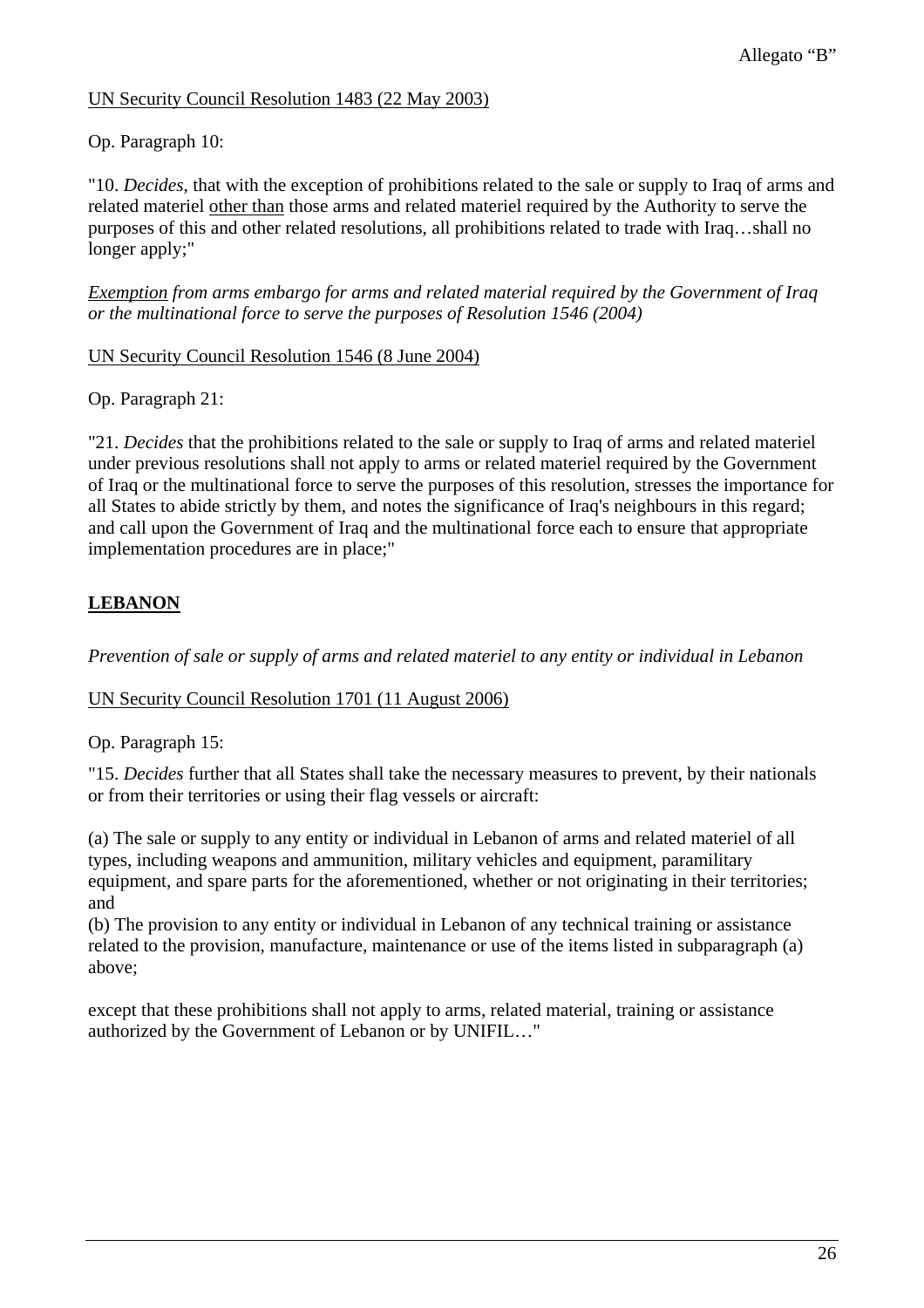Allegato "B"

<u>UN Security Council Resolution 1483 (22 May 2003)</u>

Op. Paragraph 10:

"10. *Decides*, that with the exception of prohibitions related to the sale or supply to Iraq of arms and related materiel <u>other than</u> those arms and related materiel required by the Authority to serve the purposes of this and other related resolutions, all prohibitions related to trade with Iraq…shall no longer apply;"

*<u>Exemption</u> from arms embargo for arms and related material required by the Government of Iraq or the multinational force to serve the purposes of Resolution 1546 (2004)*

<u>UN Security Council Resolution 1546 (8 June 2004)</u>

Op. Paragraph 21:

"21. *Decides* that the prohibitions related to the sale or supply to Iraq of arms and related materiel under previous resolutions shall not apply to arms or related materiel required by the Government of Iraq or the multinational force to serve the purposes of this resolution, stresses the importance for all States to abide strictly by them, and notes the significance of Iraq's neighbours in this regard; and call upon the Government of Iraq and the multinational force each to ensure that appropriate implementation procedures are in place;"

## <u>LEBANON</u>

*Prevention of sale or supply of arms and related materiel to any entity or individual in Lebanon*

<u>UN Security Council Resolution 1701 (11 August 2006)</u>

Op. Paragraph 15:

"15. *Decides* further that all States shall take the necessary measures to prevent, by their nationals or from their territories or using their flag vessels or aircraft:

(a) The sale or supply to any entity or individual in Lebanon of arms and related materiel of all types, including weapons and ammunition, military vehicles and equipment, paramilitary equipment, and spare parts for the aforementioned, whether or not originating in their territories; and

(b) The provision to any entity or individual in Lebanon of any technical training or assistance related to the provision, manufacture, maintenance or use of the items listed in subparagraph (a) above;

except that these prohibitions shall not apply to arms, related material, training or assistance authorized by the Government of Lebanon or by UNIFIL…"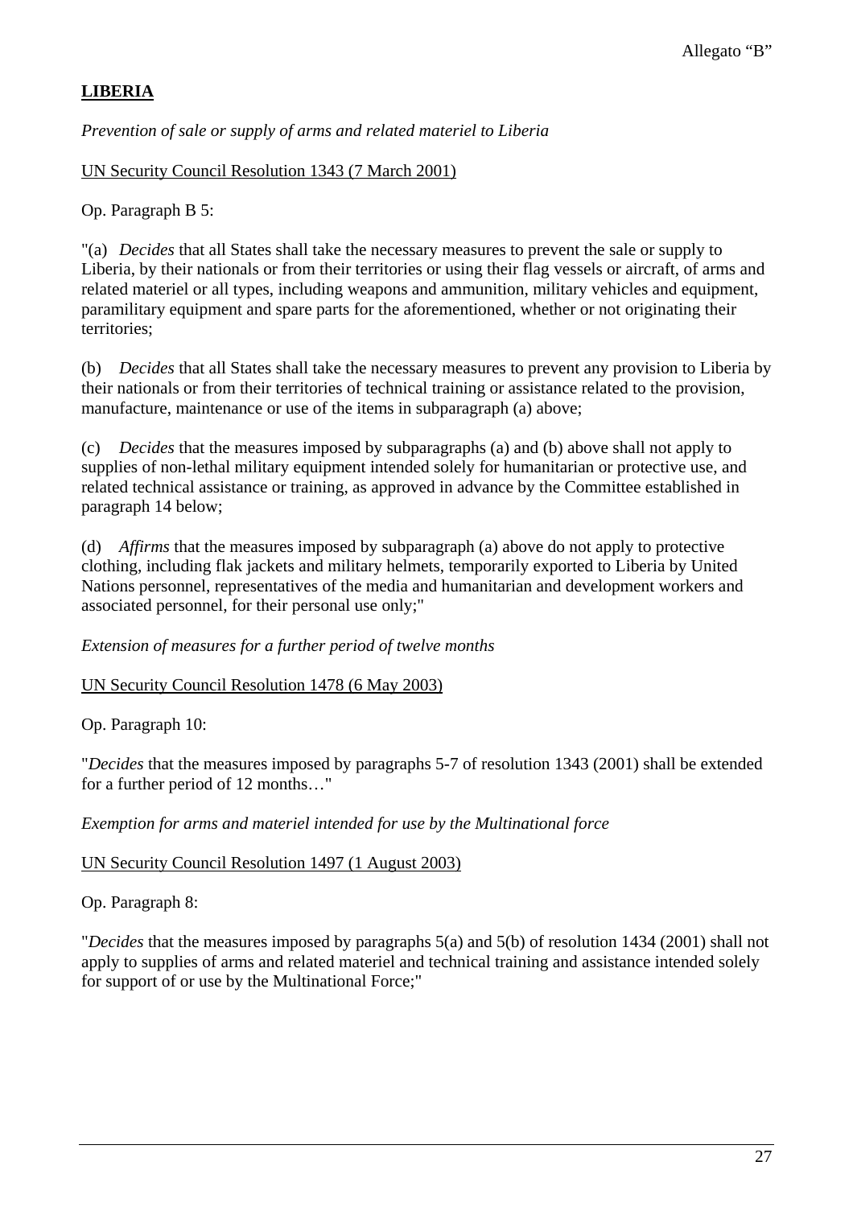Allegato “B”

**LIBERIA**

*Prevention of sale or supply of arms and related materiel to Liberia*

UN Security Council Resolution 1343 (7 March 2001)

Op. Paragraph B 5:

"(a) *Decides* that all States shall take the necessary measures to prevent the sale or supply to Liberia, by their nationals or from their territories or using their flag vessels or aircraft, of arms and related materiel or all types, including weapons and ammunition, military vehicles and equipment, paramilitary equipment and spare parts for the aforementioned, whether or not originating their territories;

(b) *Decides* that all States shall take the necessary measures to prevent any provision to Liberia by their nationals or from their territories of technical training or assistance related to the provision, manufacture, maintenance or use of the items in subparagraph (a) above;

(c) *Decides* that the measures imposed by subparagraphs (a) and (b) above shall not apply to supplies of non-lethal military equipment intended solely for humanitarian or protective use, and related technical assistance or training, as approved in advance by the Committee established in paragraph 14 below;

(d) *Affirms* that the measures imposed by subparagraph (a) above do not apply to protective clothing, including flak jackets and military helmets, temporarily exported to Liberia by United Nations personnel, representatives of the media and humanitarian and development workers and associated personnel, for their personal use only;"

*Extension of measures for a further period of twelve months*

UN Security Council Resolution 1478 (6 May 2003)

Op. Paragraph 10:

"*Decides* that the measures imposed by paragraphs 5-7 of resolution 1343 (2001) shall be extended for a further period of 12 months…"

*Exemption for arms and materiel intended for use by the Multinational force*

UN Security Council Resolution 1497 (1 August 2003)

Op. Paragraph 8:

"*Decides* that the measures imposed by paragraphs 5(a) and 5(b) of resolution 1434 (2001) shall not apply to supplies of arms and related materiel and technical training and assistance intended solely for support of or use by the Multinational Force;"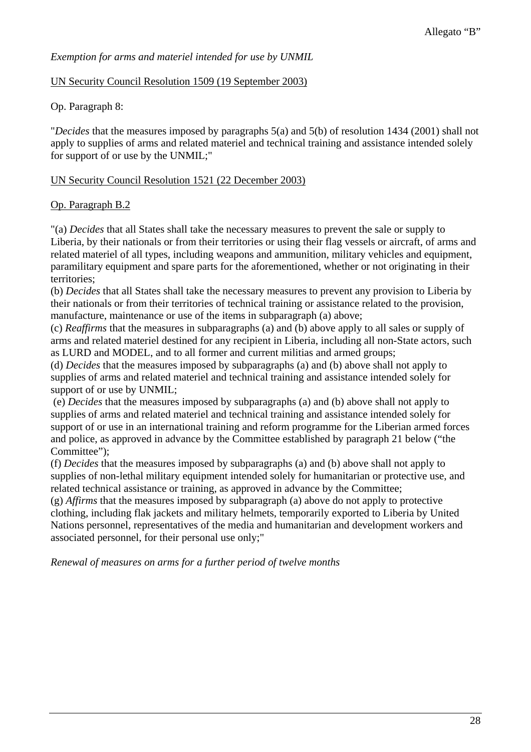Allegato “B”

*Exemption for arms and materiel intended for use by UNMIL*

UN Security Council Resolution 1509 (19 September 2003)

Op. Paragraph 8:

"*Decides* that the measures imposed by paragraphs 5(a) and 5(b) of resolution 1434 (2001) shall not apply to supplies of arms and related materiel and technical training and assistance intended solely for support of or use by the UNMIL;"

UN Security Council Resolution 1521 (22 December 2003)

Op. Paragraph B.2

"(a) *Decides* that all States shall take the necessary measures to prevent the sale or supply to Liberia, by their nationals or from their territories or using their flag vessels or aircraft, of arms and related materiel of all types, including weapons and ammunition, military vehicles and equipment, paramilitary equipment and spare parts for the aforementioned, whether or not originating in their territories;
(b) *Decides* that all States shall take the necessary measures to prevent any provision to Liberia by their nationals or from their territories of technical training or assistance related to the provision, manufacture, maintenance or use of the items in subparagraph (a) above;
(c) *Reaffirms* that the measures in subparagraphs (a) and (b) above apply to all sales or supply of arms and related materiel destined for any recipient in Liberia, including all non-State actors, such as LURD and MODEL, and to all former and current militias and armed groups;
(d) *Decides* that the measures imposed by subparagraphs (a) and (b) above shall not apply to supplies of arms and related materiel and technical training and assistance intended solely for support of or use by UNMIL;
(e) *Decides* that the measures imposed by subparagraphs (a) and (b) above shall not apply to supplies of arms and related materiel and technical training and assistance intended solely for support of or use in an international training and reform programme for the Liberian armed forces and police, as approved in advance by the Committee established by paragraph 21 below (“the Committee”);
(f) *Decides* that the measures imposed by subparagraphs (a) and (b) above shall not apply to supplies of non-lethal military equipment intended solely for humanitarian or protective use, and related technical assistance or training, as approved in advance by the Committee;
(g) *Affirms* that the measures imposed by subparagraph (a) above do not apply to protective clothing, including flak jackets and military helmets, temporarily exported to Liberia by United Nations personnel, representatives of the media and humanitarian and development workers and associated personnel, for their personal use only;"

*Renewal of measures on arms for a further period of twelve months*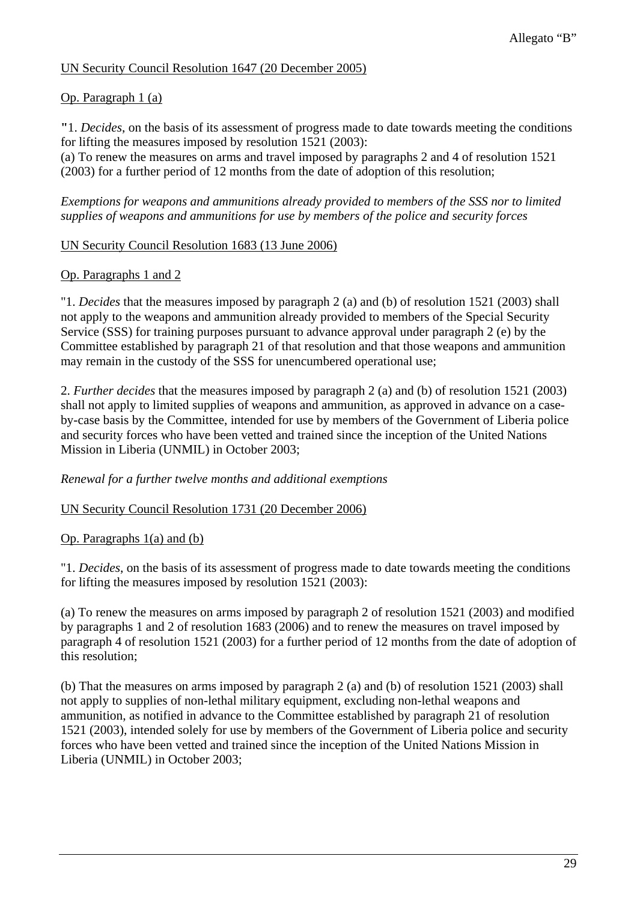Allegato "B"

<u>UN Security Council Resolution 1647 (20 December 2005)</u>

<u>Op. Paragraph 1 (a)</u>

"1. *Decides*, on the basis of its assessment of progress made to date towards meeting the conditions for lifting the measures imposed by resolution 1521 (2003):
(a) To renew the measures on arms and travel imposed by paragraphs 2 and 4 of resolution 1521 (2003) for a further period of 12 months from the date of adoption of this resolution;

*Exemptions for weapons and ammunitions already provided to members of the SSS nor to limited supplies of weapons and ammunitions for use by members of the police and security forces*

<u>UN Security Council Resolution 1683 (13 June 2006)</u>

<u>Op. Paragraphs 1 and 2</u>

"1. *Decides* that the measures imposed by paragraph 2 (a) and (b) of resolution 1521 (2003) shall not apply to the weapons and ammunition already provided to members of the Special Security Service (SSS) for training purposes pursuant to advance approval under paragraph 2 (e) by the Committee established by paragraph 21 of that resolution and that those weapons and ammunition may remain in the custody of the SSS for unencumbered operational use;

2. *Further decides* that the measures imposed by paragraph 2 (a) and (b) of resolution 1521 (2003) shall not apply to limited supplies of weapons and ammunition, as approved in advance on a case-by-case basis by the Committee, intended for use by members of the Government of Liberia police and security forces who have been vetted and trained since the inception of the United Nations Mission in Liberia (UNMIL) in October 2003;

*Renewal for a further twelve months and additional exemptions*

<u>UN Security Council Resolution 1731 (20 December 2006)</u>

<u>Op. Paragraphs 1(a) and (b)</u>

"1. *Decides*, on the basis of its assessment of progress made to date towards meeting the conditions for lifting the measures imposed by resolution 1521 (2003):

(a) To renew the measures on arms imposed by paragraph 2 of resolution 1521 (2003) and modified by paragraphs 1 and 2 of resolution 1683 (2006) and to renew the measures on travel imposed by paragraph 4 of resolution 1521 (2003) for a further period of 12 months from the date of adoption of this resolution;

(b) That the measures on arms imposed by paragraph 2 (a) and (b) of resolution 1521 (2003) shall not apply to supplies of non-lethal military equipment, excluding non-lethal weapons and ammunition, as notified in advance to the Committee established by paragraph 21 of resolution 1521 (2003), intended solely for use by members of the Government of Liberia police and security forces who have been vetted and trained since the inception of the United Nations Mission in Liberia (UNMIL) in October 2003;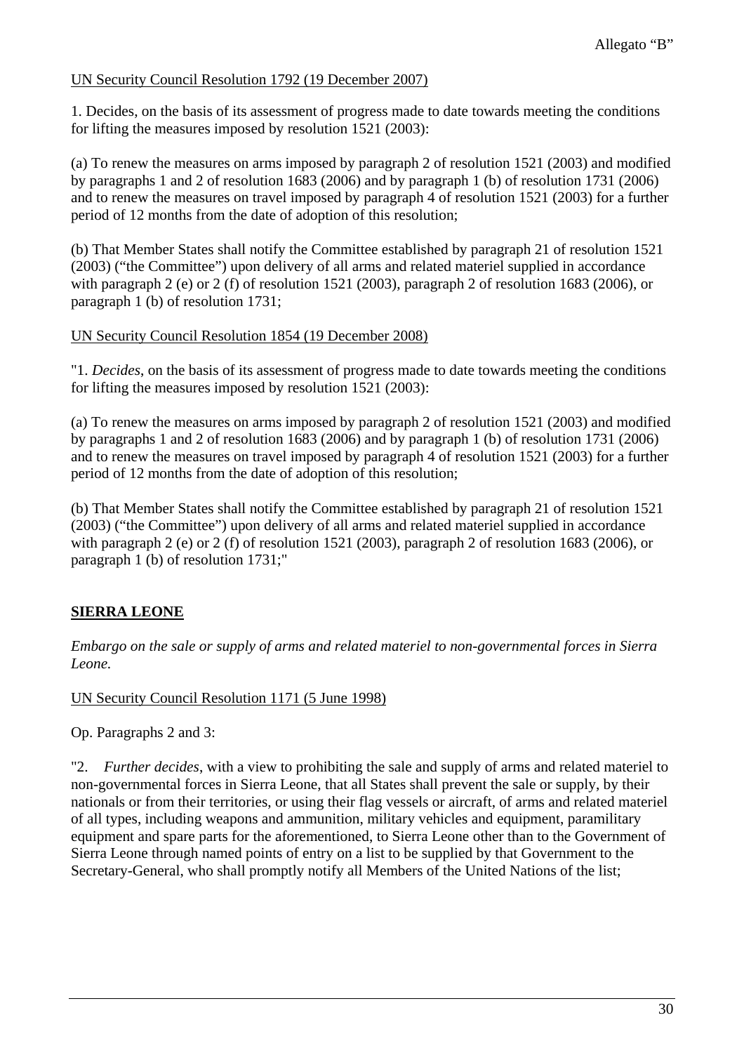Allegato “B”

UN Security Council Resolution 1792 (19 December 2007)

1. Decides, on the basis of its assessment of progress made to date towards meeting the conditions for lifting the measures imposed by resolution 1521 (2003):

(a) To renew the measures on arms imposed by paragraph 2 of resolution 1521 (2003) and modified by paragraphs 1 and 2 of resolution 1683 (2006) and by paragraph 1 (b) of resolution 1731 (2006) and to renew the measures on travel imposed by paragraph 4 of resolution 1521 (2003) for a further period of 12 months from the date of adoption of this resolution;

(b) That Member States shall notify the Committee established by paragraph 21 of resolution 1521 (2003) (“the Committee”) upon delivery of all arms and related materiel supplied in accordance with paragraph 2 (e) or 2 (f) of resolution 1521 (2003), paragraph 2 of resolution 1683 (2006), or paragraph 1 (b) of resolution 1731;

UN Security Council Resolution 1854 (19 December 2008)

"1. *Decides*, on the basis of its assessment of progress made to date towards meeting the conditions for lifting the measures imposed by resolution 1521 (2003):

(a) To renew the measures on arms imposed by paragraph 2 of resolution 1521 (2003) and modified by paragraphs 1 and 2 of resolution 1683 (2006) and by paragraph 1 (b) of resolution 1731 (2006) and to renew the measures on travel imposed by paragraph 4 of resolution 1521 (2003) for a further period of 12 months from the date of adoption of this resolution;

(b) That Member States shall notify the Committee established by paragraph 21 of resolution 1521 (2003) (“the Committee”) upon delivery of all arms and related materiel supplied in accordance with paragraph 2 (e) or 2 (f) of resolution 1521 (2003), paragraph 2 of resolution 1683 (2006), or paragraph 1 (b) of resolution 1731;"

## SIERRA LEONE

*Embargo on the sale or supply of arms and related materiel to non-governmental forces in Sierra Leone.*

UN Security Council Resolution 1171 (5 June 1998)

Op. Paragraphs 2 and 3:

"2. *Further decides*, with a view to prohibiting the sale and supply of arms and related materiel to non-governmental forces in Sierra Leone, that all States shall prevent the sale or supply, by their nationals or from their territories, or using their flag vessels or aircraft, of arms and related materiel of all types, including weapons and ammunition, military vehicles and equipment, paramilitary equipment and spare parts for the aforementioned, to Sierra Leone other than to the Government of Sierra Leone through named points of entry on a list to be supplied by that Government to the Secretary-General, who shall promptly notify all Members of the United Nations of the list;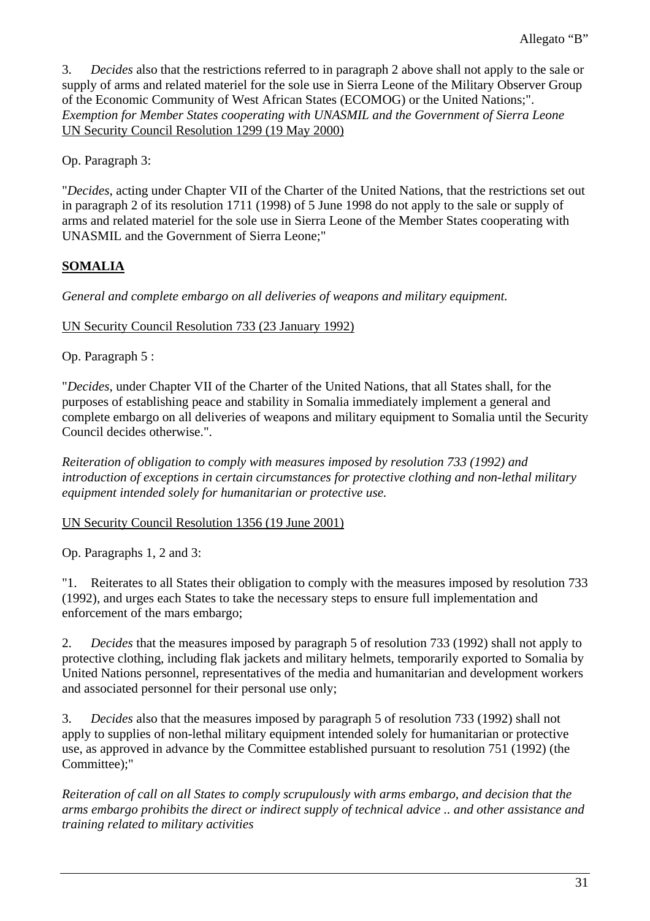3. *Decides* also that the restrictions referred to in paragraph 2 above shall not apply to the sale or supply of arms and related materiel for the sole use in Sierra Leone of the Military Observer Group of the Economic Community of West African States (ECOMOG) or the United Nations;".

*Exemption for Member States cooperating with UNASMIL and the Government of Sierra Leone*

<u>UN Security Council Resolution 1299 (19 May 2000)</u>

Op. Paragraph 3:

"*Decides,* acting under Chapter VII of the Charter of the United Nations, that the restrictions set out in paragraph 2 of its resolution 1711 (1998) of 5 June 1998 do not apply to the sale or supply of arms and related materiel for the sole use in Sierra Leone of the Member States cooperating with UNASMIL and the Government of Sierra Leone;"

## **<u>SOMALIA</u>**

*General and complete embargo on all deliveries of weapons and military equipment.*

<u>UN Security Council Resolution 733 (23 January 1992)</u>

Op. Paragraph 5 :

"*Decides,* under Chapter VII of the Charter of the United Nations, that all States shall, for the purposes of establishing peace and stability in Somalia immediately implement a general and complete embargo on all deliveries of weapons and military equipment to Somalia until the Security Council decides otherwise.".

*Reiteration of obligation to comply with measures imposed by resolution 733 (1992) and introduction of exceptions in certain circumstances for protective clothing and non-lethal military equipment intended solely for humanitarian or protective use.*

<u>UN Security Council Resolution 1356 (19 June 2001)</u>

Op. Paragraphs 1, 2 and 3:

"1. Reiterates to all States their obligation to comply with the measures imposed by resolution 733 (1992), and urges each States to take the necessary steps to ensure full implementation and enforcement of the mars embargo;

2. *Decides* that the measures imposed by paragraph 5 of resolution 733 (1992) shall not apply to protective clothing, including flak jackets and military helmets, temporarily exported to Somalia by United Nations personnel, representatives of the media and humanitarian and development workers and associated personnel for their personal use only;

3. *Decides* also that the measures imposed by paragraph 5 of resolution 733 (1992) shall not apply to supplies of non-lethal military equipment intended solely for humanitarian or protective use, as approved in advance by the Committee established pursuant to resolution 751 (1992) (the Committee);"

*Reiteration of call on all States to comply scrupulously with arms embargo, and decision that the arms embargo prohibits the direct or indirect supply of technical advice .. and other assistance and training related to military activities*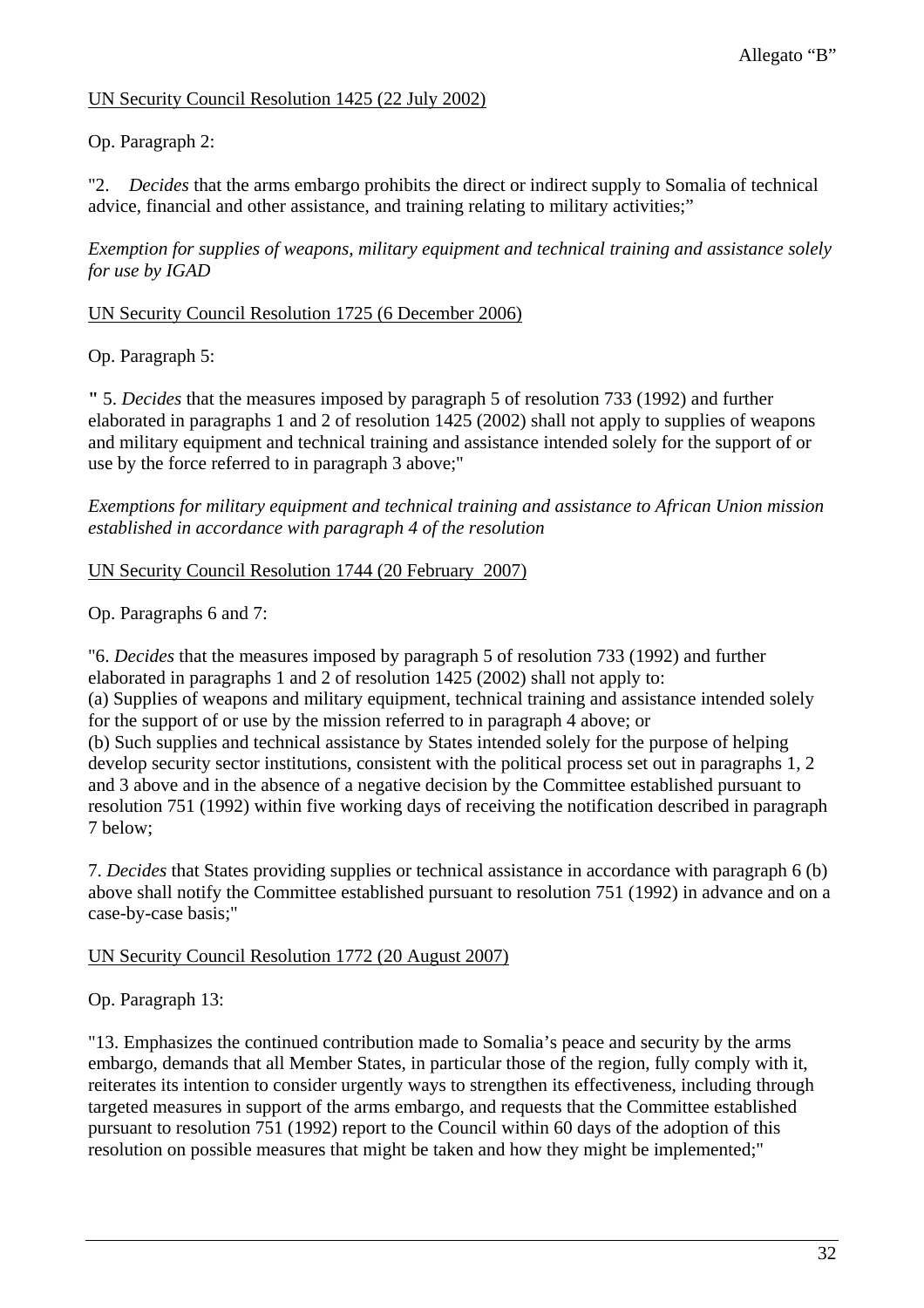Allegato “B”

<u>UN Security Council Resolution 1425 (22 July 2002)</u>

Op. Paragraph 2:

"2. *Decides* that the arms embargo prohibits the direct or indirect supply to Somalia of technical advice, financial and other assistance, and training relating to military activities;”

*Exemption for supplies of weapons, military equipment and technical training and assistance solely for use by IGAD*

<u>UN Security Council Resolution 1725 (6 December 2006)</u>

Op. Paragraph 5:

**"** 5. *Decides* that the measures imposed by paragraph 5 of resolution 733 (1992) and further elaborated in paragraphs 1 and 2 of resolution 1425 (2002) shall not apply to supplies of weapons and military equipment and technical training and assistance intended solely for the support of or use by the force referred to in paragraph 3 above;"

*Exemptions for military equipment and technical training and assistance to African Union mission established in accordance with paragraph 4 of the resolution*

<u>UN Security Council Resolution 1744 (20 February 2007)</u>

Op. Paragraphs 6 and 7:

"6. *Decides* that the measures imposed by paragraph 5 of resolution 733 (1992) and further elaborated in paragraphs 1 and 2 of resolution 1425 (2002) shall not apply to:
(a) Supplies of weapons and military equipment, technical training and assistance intended solely for the support of or use by the mission referred to in paragraph 4 above; or
(b) Such supplies and technical assistance by States intended solely for the purpose of helping develop security sector institutions, consistent with the political process set out in paragraphs 1, 2 and 3 above and in the absence of a negative decision by the Committee established pursuant to resolution 751 (1992) within five working days of receiving the notification described in paragraph 7 below;

7. *Decides* that States providing supplies or technical assistance in accordance with paragraph 6 (b) above shall notify the Committee established pursuant to resolution 751 (1992) in advance and on a case-by-case basis;"

<u>UN Security Council Resolution 1772 (20 August 2007)</u>

Op. Paragraph 13:

"13. Emphasizes the continued contribution made to Somalia’s peace and security by the arms embargo, demands that all Member States, in particular those of the region, fully comply with it, reiterates its intention to consider urgently ways to strengthen its effectiveness, including through targeted measures in support of the arms embargo, and requests that the Committee established pursuant to resolution 751 (1992) report to the Council within 60 days of the adoption of this resolution on possible measures that might be taken and how they might be implemented;"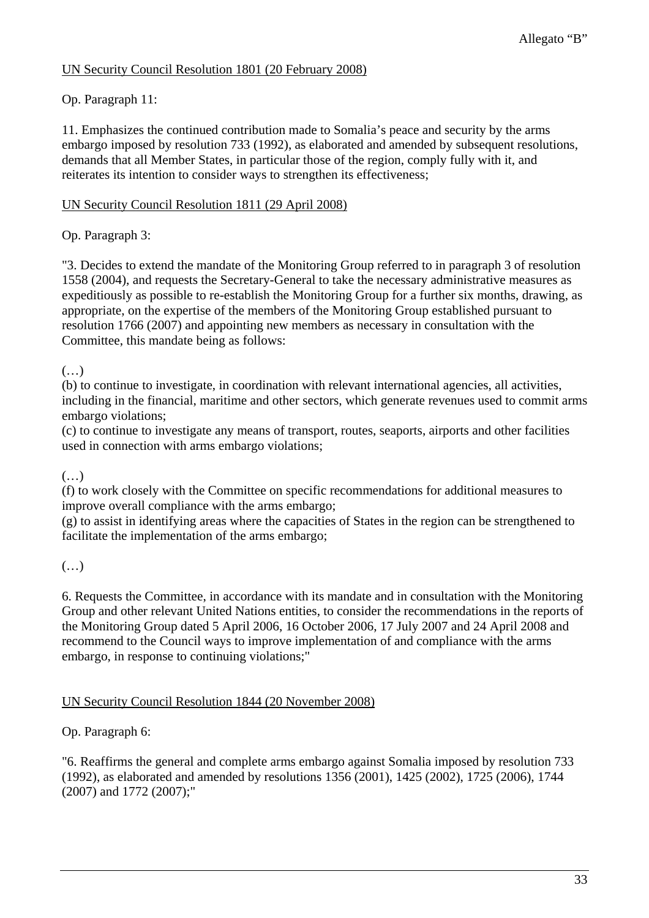Allegato “B”

<u>UN Security Council Resolution 1801 (20 February 2008)</u>

Op. Paragraph 11:

11. Emphasizes the continued contribution made to Somalia’s peace and security by the arms embargo imposed by resolution 733 (1992), as elaborated and amended by subsequent resolutions, demands that all Member States, in particular those of the region, comply fully with it, and reiterates its intention to consider ways to strengthen its effectiveness;

<u>UN Security Council Resolution 1811 (29 April 2008)</u>

Op. Paragraph 3:

"3. Decides to extend the mandate of the Monitoring Group referred to in paragraph 3 of resolution 1558 (2004), and requests the Secretary-General to take the necessary administrative measures as expeditiously as possible to re-establish the Monitoring Group for a further six months, drawing, as appropriate, on the expertise of the members of the Monitoring Group established pursuant to resolution 1766 (2007) and appointing new members as necessary in consultation with the Committee, this mandate being as follows:

(…)
(b) to continue to investigate, in coordination with relevant international agencies, all activities, including in the financial, maritime and other sectors, which generate revenues used to commit arms embargo violations;
(c) to continue to investigate any means of transport, routes, seaports, airports and other facilities used in connection with arms embargo violations;

(…)
(f) to work closely with the Committee on specific recommendations for additional measures to improve overall compliance with the arms embargo;
(g) to assist in identifying areas where the capacities of States in the region can be strengthened to facilitate the implementation of the arms embargo;

(…)

6. Requests the Committee, in accordance with its mandate and in consultation with the Monitoring Group and other relevant United Nations entities, to consider the recommendations in the reports of the Monitoring Group dated 5 April 2006, 16 October 2006, 17 July 2007 and 24 April 2008 and recommend to the Council ways to improve implementation of and compliance with the arms embargo, in response to continuing violations;"

<u>UN Security Council Resolution 1844 (20 November 2008)</u>

Op. Paragraph 6:

"6. Reaffirms the general and complete arms embargo against Somalia imposed by resolution 733 (1992), as elaborated and amended by resolutions 1356 (2001), 1425 (2002), 1725 (2006), 1744 (2007) and 1772 (2007);"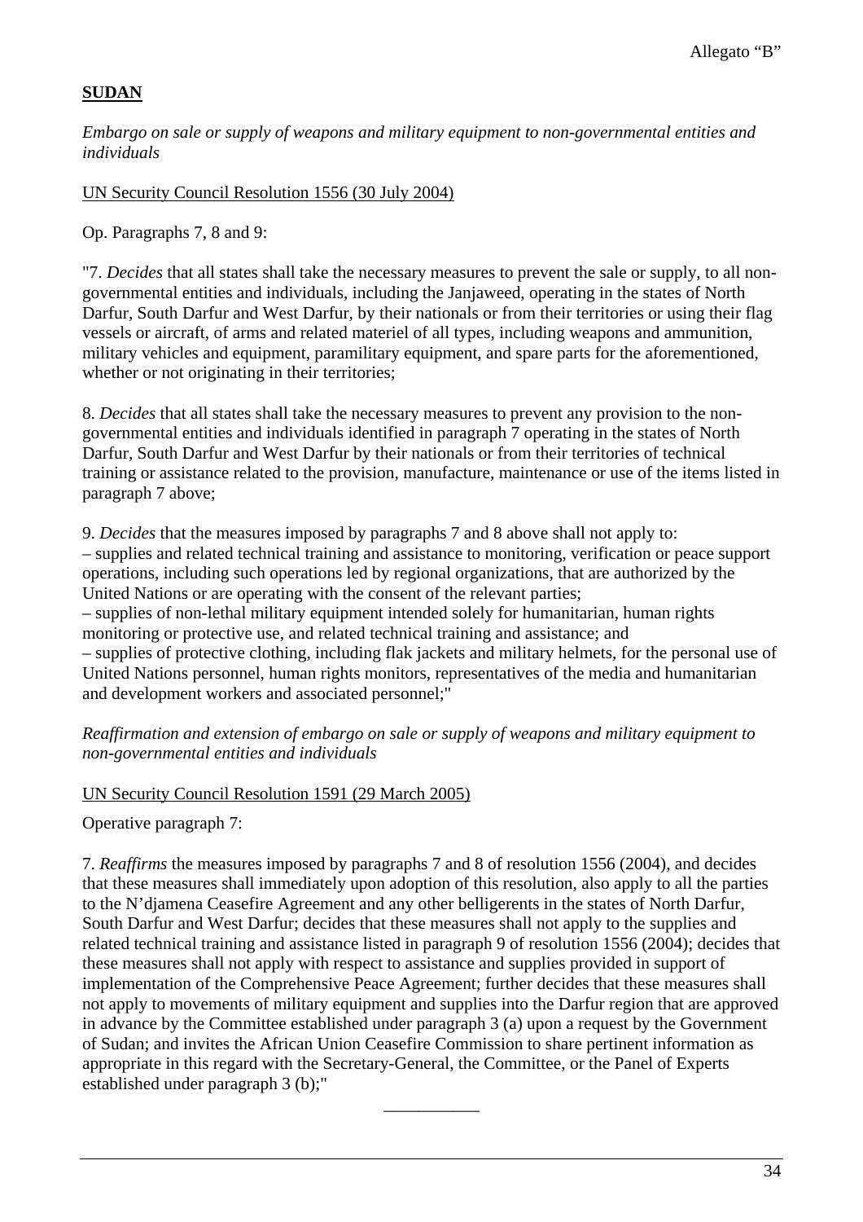Allegato "B"

**SUDAN**

*Embargo on sale or supply of weapons and military equipment to non-governmental entities and individuals*

UN Security Council Resolution 1556 (30 July 2004)

Op. Paragraphs 7, 8 and 9:

"7. *Decides* that all states shall take the necessary measures to prevent the sale or supply, to all non-governmental entities and individuals, including the Janjaweed, operating in the states of North Darfur, South Darfur and West Darfur, by their nationals or from their territories or using their flag vessels or aircraft, of arms and related materiel of all types, including weapons and ammunition, military vehicles and equipment, paramilitary equipment, and spare parts for the aforementioned, whether or not originating in their territories;

8. *Decides* that all states shall take the necessary measures to prevent any provision to the non-governmental entities and individuals identified in paragraph 7 operating in the states of North Darfur, South Darfur and West Darfur by their nationals or from their territories of technical training or assistance related to the provision, manufacture, maintenance or use of the items listed in paragraph 7 above;

9. *Decides* that the measures imposed by paragraphs 7 and 8 above shall not apply to:
– supplies and related technical training and assistance to monitoring, verification or peace support operations, including such operations led by regional organizations, that are authorized by the United Nations or are operating with the consent of the relevant parties;
– supplies of non-lethal military equipment intended solely for humanitarian, human rights monitoring or protective use, and related technical training and assistance; and
– supplies of protective clothing, including flak jackets and military helmets, for the personal use of United Nations personnel, human rights monitors, representatives of the media and humanitarian and development workers and associated personnel;"

*Reaffirmation and extension of embargo on sale or supply of weapons and military equipment to non-governmental entities and individuals*

UN Security Council Resolution 1591 (29 March 2005)

Operative paragraph 7:

7. *Reaffirms* the measures imposed by paragraphs 7 and 8 of resolution 1556 (2004), and decides that these measures shall immediately upon adoption of this resolution, also apply to all the parties to the N'djamena Ceasefire Agreement and any other belligerents in the states of North Darfur, South Darfur and West Darfur; decides that these measures shall not apply to the supplies and related technical training and assistance listed in paragraph 9 of resolution 1556 (2004); decides that these measures shall not apply with respect to assistance and supplies provided in support of implementation of the Comprehensive Peace Agreement; further decides that these measures shall not apply to movements of military equipment and supplies into the Darfur region that are approved in advance by the Committee established under paragraph 3 (a) upon a request by the Government of Sudan; and invites the African Union Ceasefire Commission to share pertinent information as appropriate in this regard with the Secretary-General, the Committee, or the Panel of Experts established under paragraph 3 (b);"

___________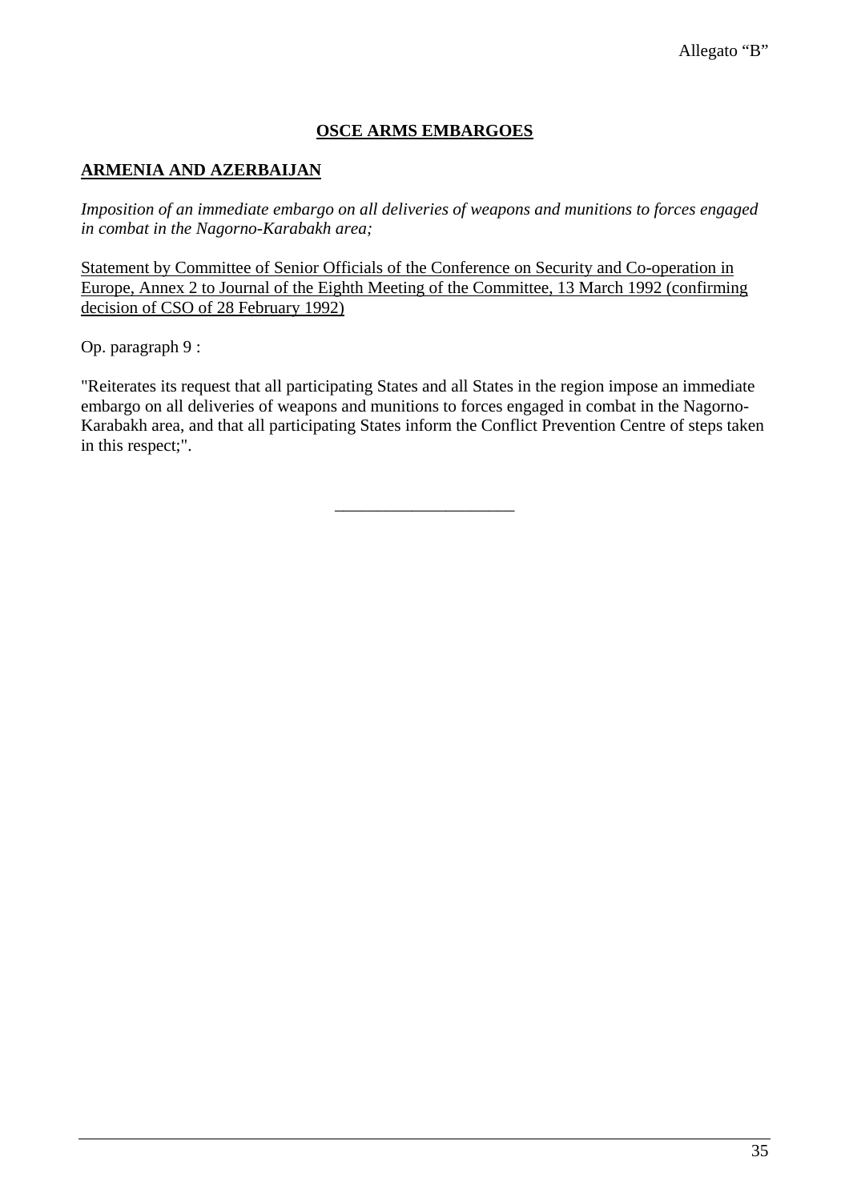Allegato “B”

# OSCE ARMS EMBARGOES

## ARMENIA AND AZERBAIJAN

*Imposition of an immediate embargo on all deliveries of weapons and munitions to forces engaged in combat in the Nagorno-Karabakh area;*

Statement by Committee of Senior Officials of the Conference on Security and Co-operation in Europe, Annex 2 to Journal of the Eighth Meeting of the Committee, 13 March 1992 (confirming decision of CSO of 28 February 1992)

Op. paragraph 9 :

"Reiterates its request that all participating States and all States in the region impose an immediate embargo on all deliveries of weapons and munitions to forces engaged in combat in the Nagorno-Karabakh area, and that all participating States inform the Conflict Prevention Centre of steps taken in this respect;".